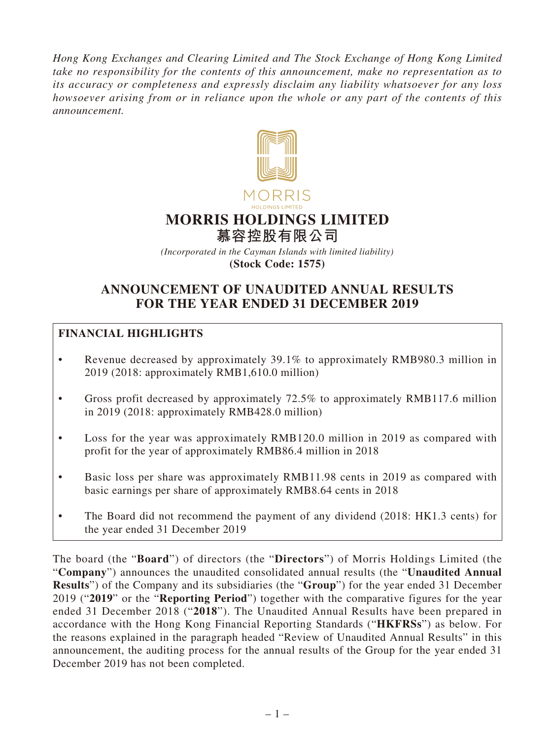*Hong Kong Exchanges and Clearing Limited and The Stock Exchange of Hong Kong Limited take no responsibility for the contents of this announcement, make no representation as to its accuracy or completeness and expressly disclaim any liability whatsoever for any loss howsoever arising from or in reliance upon the whole or any part of the contents of this announcement.*

MORRIS
HOLDINGS LIMITED

# MORRIS HOLDINGS LIMITED
# 慕容控股有限公司

*(Incorporated in the Cayman Islands with limited liability)*
**(Stock Code: 1575)**

## ANNOUNCEMENT OF UNAUDITED ANNUAL RESULTS FOR THE YEAR ENDED 31 DECEMBER 2019

### FINANCIAL HIGHLIGHTS

- Revenue decreased by approximately 39.1% to approximately RMB980.3 million in 2019 (2018: approximately RMB1,610.0 million)
- Gross profit decreased by approximately 72.5% to approximately RMB117.6 million in 2019 (2018: approximately RMB428.0 million)
- Loss for the year was approximately RMB120.0 million in 2019 as compared with profit for the year of approximately RMB86.4 million in 2018
- Basic loss per share was approximately RMB11.98 cents in 2019 as compared with basic earnings per share of approximately RMB8.64 cents in 2018
- The Board did not recommend the payment of any dividend (2018: HK1.3 cents) for the year ended 31 December 2019

The board (the "**Board**") of directors (the "**Directors**") of Morris Holdings Limited (the "**Company**") announces the unaudited consolidated annual results (the "**Unaudited Annual Results**") of the Company and its subsidiaries (the "**Group**") for the year ended 31 December 2019 ("**2019**" or the "**Reporting Period**") together with the comparative figures for the year ended 31 December 2018 ("**2018**"). The Unaudited Annual Results have been prepared in accordance with the Hong Kong Financial Reporting Standards ("**HKFRSs**") as below. For the reasons explained in the paragraph headed "Review of Unaudited Annual Results" in this announcement, the auditing process for the annual results of the Group for the year ended 31 December 2019 has not been completed.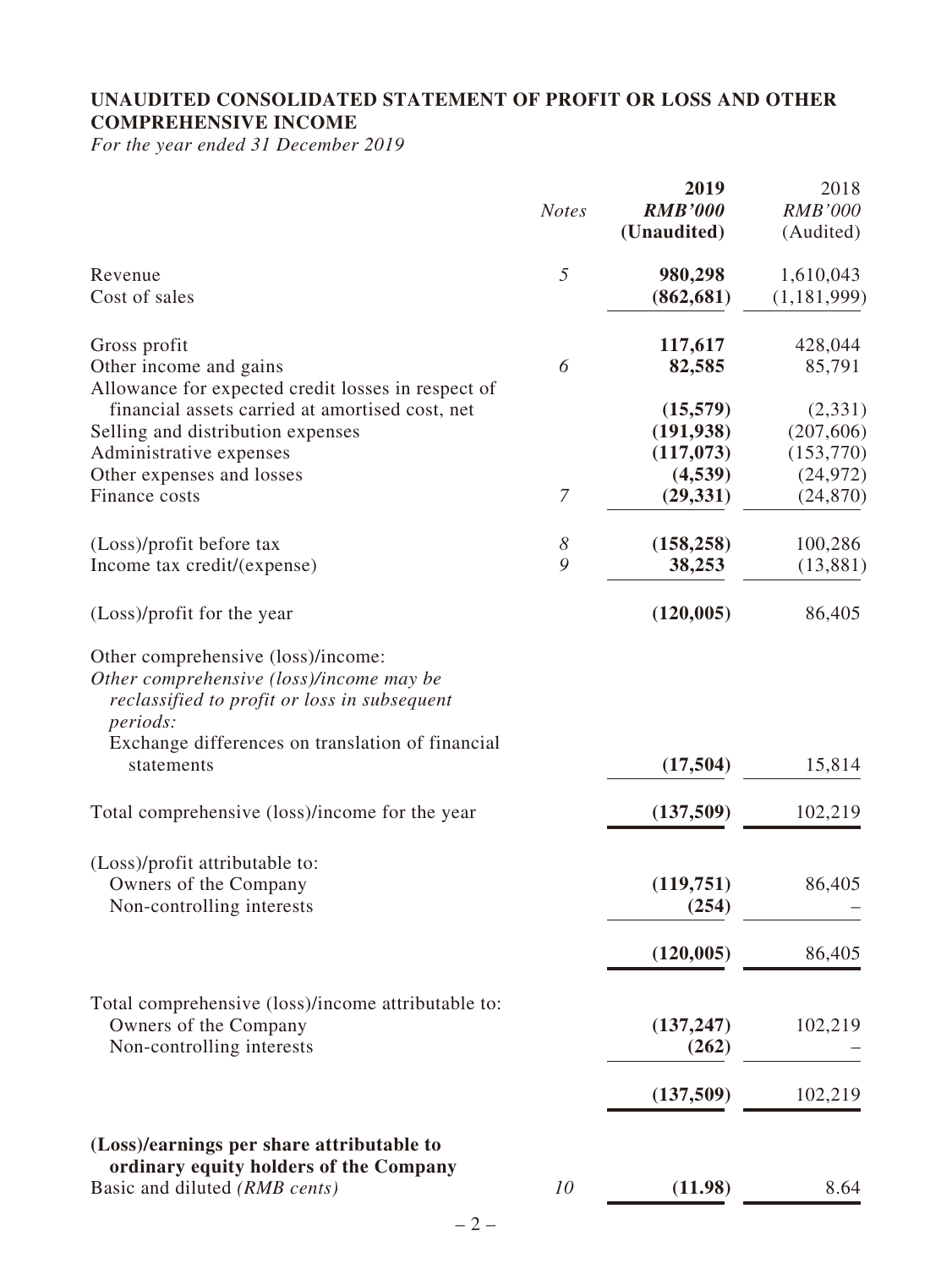## UNAUDITED CONSOLIDATED STATEMENT OF PROFIT OR LOSS AND OTHER COMPREHENSIVE INCOME

*For the year ended 31 December 2019*

| | *Notes* | **2019** | 2018 |
|---|---|---|---|
| | | ***RMB'000*** | *RMB'000* |
| | | **(Unaudited)** | (Audited) |
| Revenue | *5* | **980,298** | 1,610,043 |
| Cost of sales | | **(862,681)** | (1,181,999) |
| Gross profit | | **117,617** | 428,044 |
| Other income and gains | *6* | **82,585** | 85,791 |
| Allowance for expected credit losses in respect of financial assets carried at amortised cost, net | | **(15,579)** | (2,331) |
| Selling and distribution expenses | | **(191,938)** | (207,606) |
| Administrative expenses | | **(117,073)** | (153,770) |
| Other expenses and losses | | **(4,539)** | (24,972) |
| Finance costs | *7* | **(29,331)** | (24,870) |
| (Loss)/profit before tax | *8* | **(158,258)** | 100,286 |
| Income tax credit/(expense) | *9* | **38,253** | (13,881) |
| (Loss)/profit for the year | | **(120,005)** | 86,405 |
| Other comprehensive (loss)/income: | | | |
| *Other comprehensive (loss)/income may be reclassified to profit or loss in subsequent periods:* | | | |
| Exchange differences on translation of financial statements | | **(17,504)** | 15,814 |
| Total comprehensive (loss)/income for the year | | **(137,509)** | 102,219 |
| (Loss)/profit attributable to: | | | |
| Owners of the Company | | **(119,751)** | 86,405 |
| Non-controlling interests | | **(254)** | – |
| | | **(120,005)** | 86,405 |
| Total comprehensive (loss)/income attributable to: | | | |
| Owners of the Company | | **(137,247)** | 102,219 |
| Non-controlling interests | | **(262)** | – |
| | | **(137,509)** | 102,219 |
| **(Loss)/earnings per share attributable to ordinary equity holders of the Company** | | | |
| Basic and diluted *(RMB cents)* | *10* | **(11.98)** | 8.64 |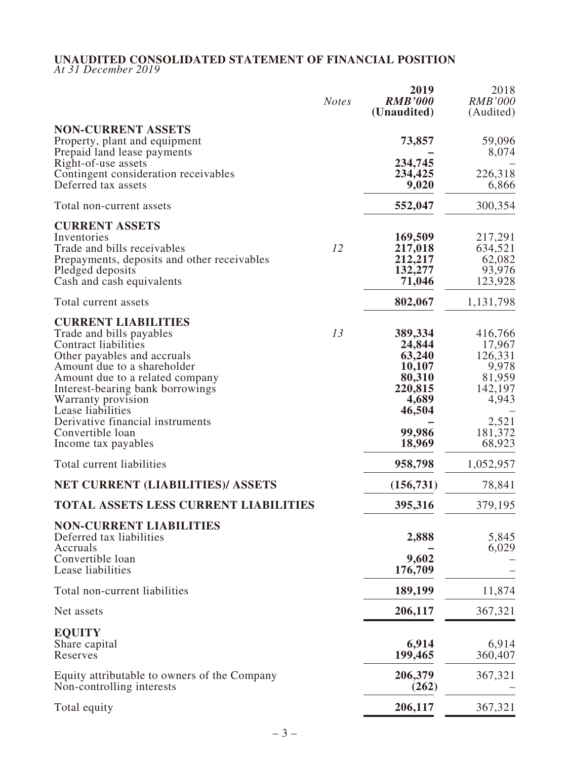## UNAUDITED CONSOLIDATED STATEMENT OF FINANCIAL POSITION

*At 31 December 2019*

| | *Notes* | **2019** | 2018 |
|---|---|---|---|
| | | ***RMB'000*** | *RMB'000* |
| | | **(Unaudited)** | (Audited) |
| **NON-CURRENT ASSETS** | | | |
| Property, plant and equipment | | **73,857** | 59,096 |
| Prepaid land lease payments | | **–** | 8,074 |
| Right-of-use assets | | **234,745** | – |
| Contingent consideration receivables | | **234,425** | 226,318 |
| Deferred tax assets | | **9,020** | 6,866 |
| Total non-current assets | | **552,047** | 300,354 |
| **CURRENT ASSETS** | | | |
| Inventories | | **169,509** | 217,291 |
| Trade and bills receivables | *12* | **217,018** | 634,521 |
| Prepayments, deposits and other receivables | | **212,217** | 62,082 |
| Pledged deposits | | **132,277** | 93,976 |
| Cash and cash equivalents | | **71,046** | 123,928 |
| Total current assets | | **802,067** | 1,131,798 |
| **CURRENT LIABILITIES** | | | |
| Trade and bills payables | *13* | **389,334** | 416,766 |
| Contract liabilities | | **24,844** | 17,967 |
| Other payables and accruals | | **63,240** | 126,331 |
| Amount due to a shareholder | | **10,107** | 9,978 |
| Amount due to a related company | | **80,310** | 81,959 |
| Interest-bearing bank borrowings | | **220,815** | 142,197 |
| Warranty provision | | **4,689** | 4,943 |
| Lease liabilities | | **46,504** | – |
| Derivative financial instruments | | **–** | 2,521 |
| Convertible loan | | **99,986** | 181,372 |
| Income tax payables | | **18,969** | 68,923 |
| Total current liabilities | | **958,798** | 1,052,957 |
| **NET CURRENT (LIABILITIES)/ ASSETS** | | **(156,731)** | 78,841 |
| **TOTAL ASSETS LESS CURRENT LIABILITIES** | | **395,316** | 379,195 |
| **NON-CURRENT LIABILITIES** | | | |
| Deferred tax liabilities | | **2,888** | 5,845 |
| Accruals | | **–** | 6,029 |
| Convertible loan | | **9,602** | – |
| Lease liabilities | | **176,709** | – |
| Total non-current liabilities | | **189,199** | 11,874 |
| Net assets | | **206,117** | 367,321 |
| **EQUITY** | | | |
| Share capital | | **6,914** | 6,914 |
| Reserves | | **199,465** | 360,407 |
| Equity attributable to owners of the Company | | **206,379** | 367,321 |
| Non-controlling interests | | **(262)** | – |
| Total equity | | **206,117** | 367,321 |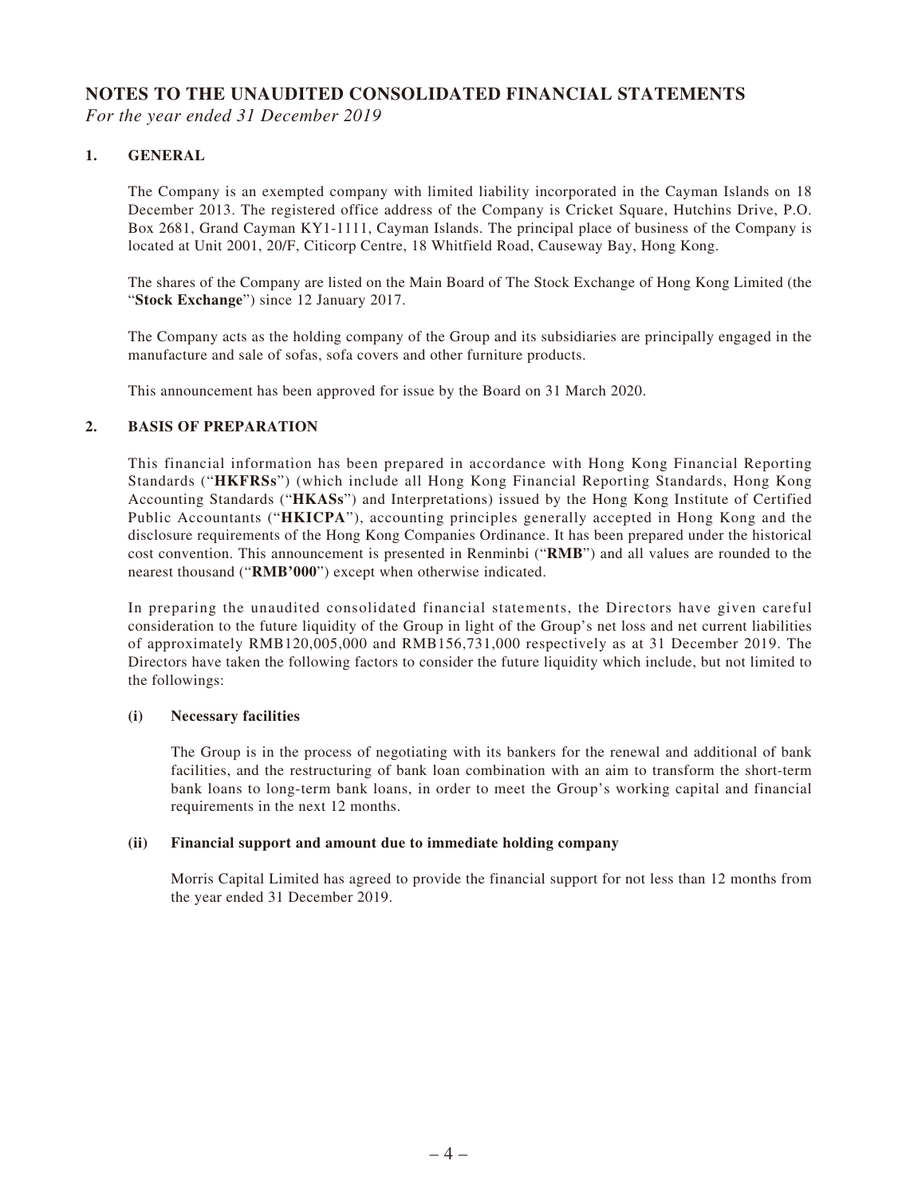# NOTES TO THE UNAUDITED CONSOLIDATED FINANCIAL STATEMENTS

*For the year ended 31 December 2019*

## 1. GENERAL

The Company is an exempted company with limited liability incorporated in the Cayman Islands on 18 December 2013. The registered office address of the Company is Cricket Square, Hutchins Drive, P.O. Box 2681, Grand Cayman KY1-1111, Cayman Islands. The principal place of business of the Company is located at Unit 2001, 20/F, Citicorp Centre, 18 Whitfield Road, Causeway Bay, Hong Kong.

The shares of the Company are listed on the Main Board of The Stock Exchange of Hong Kong Limited (the "**Stock Exchange**") since 12 January 2017.

The Company acts as the holding company of the Group and its subsidiaries are principally engaged in the manufacture and sale of sofas, sofa covers and other furniture products.

This announcement has been approved for issue by the Board on 31 March 2020.

## 2. BASIS OF PREPARATION

This financial information has been prepared in accordance with Hong Kong Financial Reporting Standards ("**HKFRSs**") (which include all Hong Kong Financial Reporting Standards, Hong Kong Accounting Standards ("**HKASs**") and Interpretations) issued by the Hong Kong Institute of Certified Public Accountants ("**HKICPA**"), accounting principles generally accepted in Hong Kong and the disclosure requirements of the Hong Kong Companies Ordinance. It has been prepared under the historical cost convention. This announcement is presented in Renminbi ("**RMB**") and all values are rounded to the nearest thousand ("**RMB'000**") except when otherwise indicated.

In preparing the unaudited consolidated financial statements, the Directors have given careful consideration to the future liquidity of the Group in light of the Group's net loss and net current liabilities of approximately RMB120,005,000 and RMB156,731,000 respectively as at 31 December 2019. The Directors have taken the following factors to consider the future liquidity which include, but not limited to the followings:

### (i) Necessary facilities

The Group is in the process of negotiating with its bankers for the renewal and additional of bank facilities, and the restructuring of bank loan combination with an aim to transform the short-term bank loans to long-term bank loans, in order to meet the Group's working capital and financial requirements in the next 12 months.

### (ii) Financial support and amount due to immediate holding company

Morris Capital Limited has agreed to provide the financial support for not less than 12 months from the year ended 31 December 2019.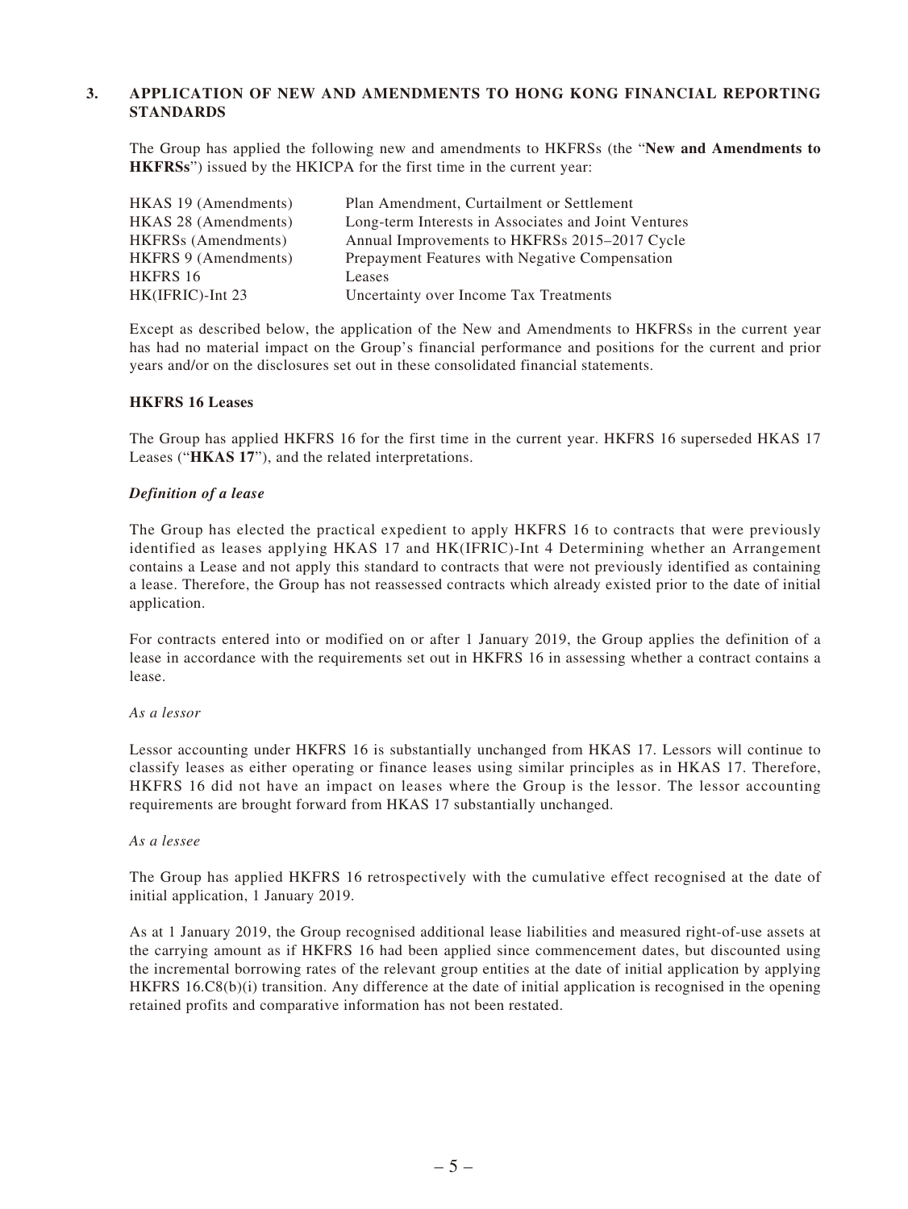## 3. APPLICATION OF NEW AND AMENDMENTS TO HONG KONG FINANCIAL REPORTING STANDARDS

The Group has applied the following new and amendments to HKFRSs (the "**New and Amendments to HKFRSs**") issued by the HKICPA for the first time in the current year:

| | |
|---|---|
| HKAS 19 (Amendments) | Plan Amendment, Curtailment or Settlement |
| HKAS 28 (Amendments) | Long-term Interests in Associates and Joint Ventures |
| HKFRSs (Amendments) | Annual Improvements to HKFRSs 2015–2017 Cycle |
| HKFRS 9 (Amendments) | Prepayment Features with Negative Compensation |
| HKFRS 16 | Leases |
| HK(IFRIC)-Int 23 | Uncertainty over Income Tax Treatments |

Except as described below, the application of the New and Amendments to HKFRSs in the current year has had no material impact on the Group's financial performance and positions for the current and prior years and/or on the disclosures set out in these consolidated financial statements.

### HKFRS 16 Leases

The Group has applied HKFRS 16 for the first time in the current year. HKFRS 16 superseded HKAS 17 Leases ("**HKAS 17**"), and the related interpretations.

***Definition of a lease***

The Group has elected the practical expedient to apply HKFRS 16 to contracts that were previously identified as leases applying HKAS 17 and HK(IFRIC)-Int 4 Determining whether an Arrangement contains a Lease and not apply this standard to contracts that were not previously identified as containing a lease. Therefore, the Group has not reassessed contracts which already existed prior to the date of initial application.

For contracts entered into or modified on or after 1 January 2019, the Group applies the definition of a lease in accordance with the requirements set out in HKFRS 16 in assessing whether a contract contains a lease.

*As a lessor*

Lessor accounting under HKFRS 16 is substantially unchanged from HKAS 17. Lessors will continue to classify leases as either operating or finance leases using similar principles as in HKAS 17. Therefore, HKFRS 16 did not have an impact on leases where the Group is the lessor. The lessor accounting requirements are brought forward from HKAS 17 substantially unchanged.

*As a lessee*

The Group has applied HKFRS 16 retrospectively with the cumulative effect recognised at the date of initial application, 1 January 2019.

As at 1 January 2019, the Group recognised additional lease liabilities and measured right-of-use assets at the carrying amount as if HKFRS 16 had been applied since commencement dates, but discounted using the incremental borrowing rates of the relevant group entities at the date of initial application by applying HKFRS 16.C8(b)(i) transition. Any difference at the date of initial application is recognised in the opening retained profits and comparative information has not been restated.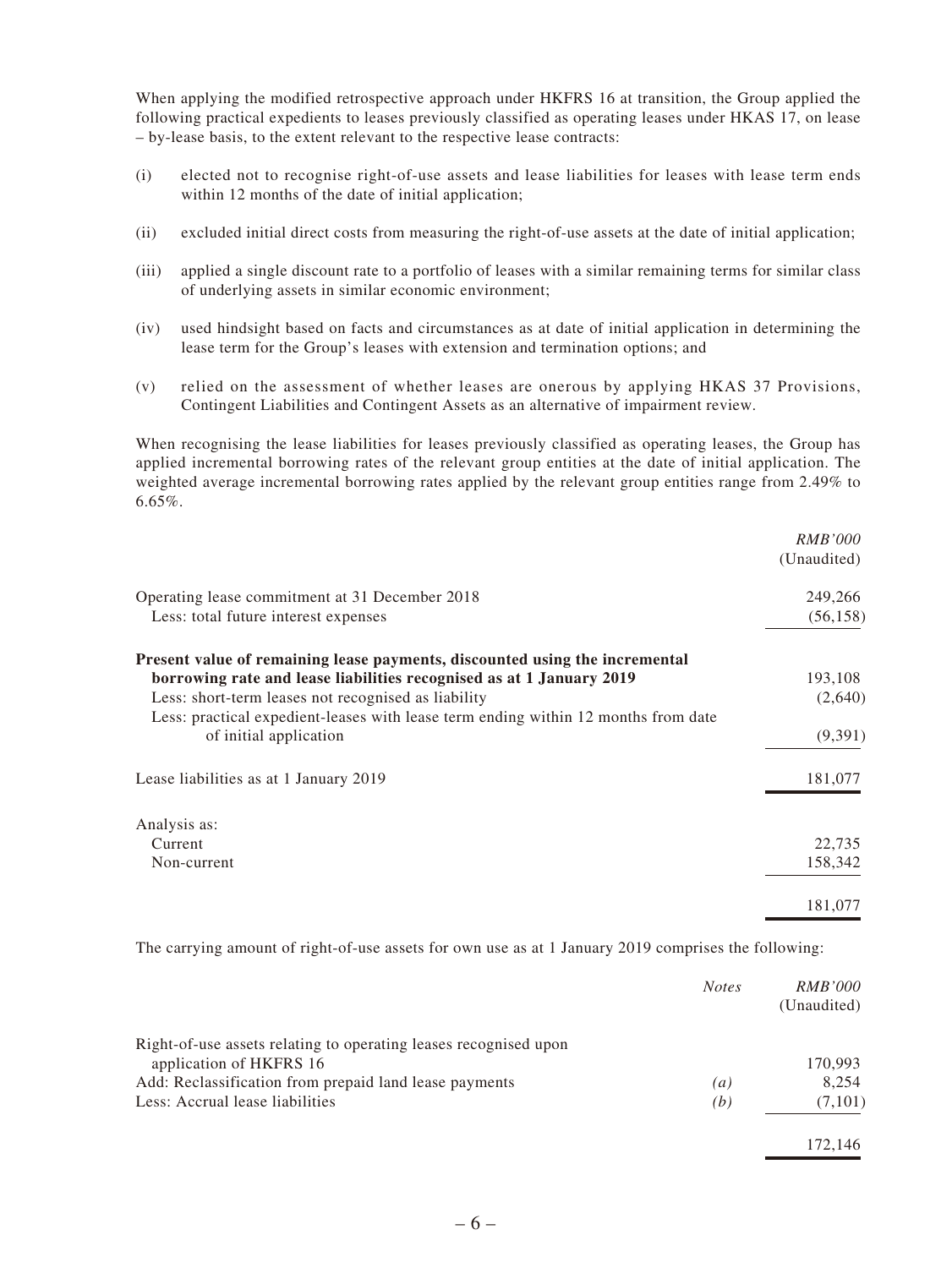When applying the modified retrospective approach under HKFRS 16 at transition, the Group applied the following practical expedients to leases previously classified as operating leases under HKAS 17, on lease – by-lease basis, to the extent relevant to the respective lease contracts:

(i) elected not to recognise right-of-use assets and lease liabilities for leases with lease term ends within 12 months of the date of initial application;

(ii) excluded initial direct costs from measuring the right-of-use assets at the date of initial application;

(iii) applied a single discount rate to a portfolio of leases with a similar remaining terms for similar class of underlying assets in similar economic environment;

(iv) used hindsight based on facts and circumstances as at date of initial application in determining the lease term for the Group's leases with extension and termination options; and

(v) relied on the assessment of whether leases are onerous by applying HKAS 37 Provisions, Contingent Liabilities and Contingent Assets as an alternative of impairment review.

When recognising the lease liabilities for leases previously classified as operating leases, the Group has applied incremental borrowing rates of the relevant group entities at the date of initial application. The weighted average incremental borrowing rates applied by the relevant group entities range from 2.49% to 6.65%.

| | *RMB'000* (Unaudited) |
|---|---:|
| Operating lease commitment at 31 December 2018 | 249,266 |
| Less: total future interest expenses | (56,158) |
| **Present value of remaining lease payments, discounted using the incremental borrowing rate and lease liabilities recognised as at 1 January 2019** | 193,108 |
| Less: short-term leases not recognised as liability | (2,640) |
| Less: practical expedient-leases with lease term ending within 12 months from date of initial application | (9,391) |
| Lease liabilities as at 1 January 2019 | 181,077 |
| Analysis as: | |
| Current | 22,735 |
| Non-current | 158,342 |
| | 181,077 |

The carrying amount of right-of-use assets for own use as at 1 January 2019 comprises the following:

| | *Notes* | *RMB'000* (Unaudited) |
|---|---|---:|
| Right-of-use assets relating to operating leases recognised upon application of HKFRS 16 | | 170,993 |
| Add: Reclassification from prepaid land lease payments | *(a)* | 8,254 |
| Less: Accrual lease liabilities | *(b)* | (7,101) |
| | | 172,146 |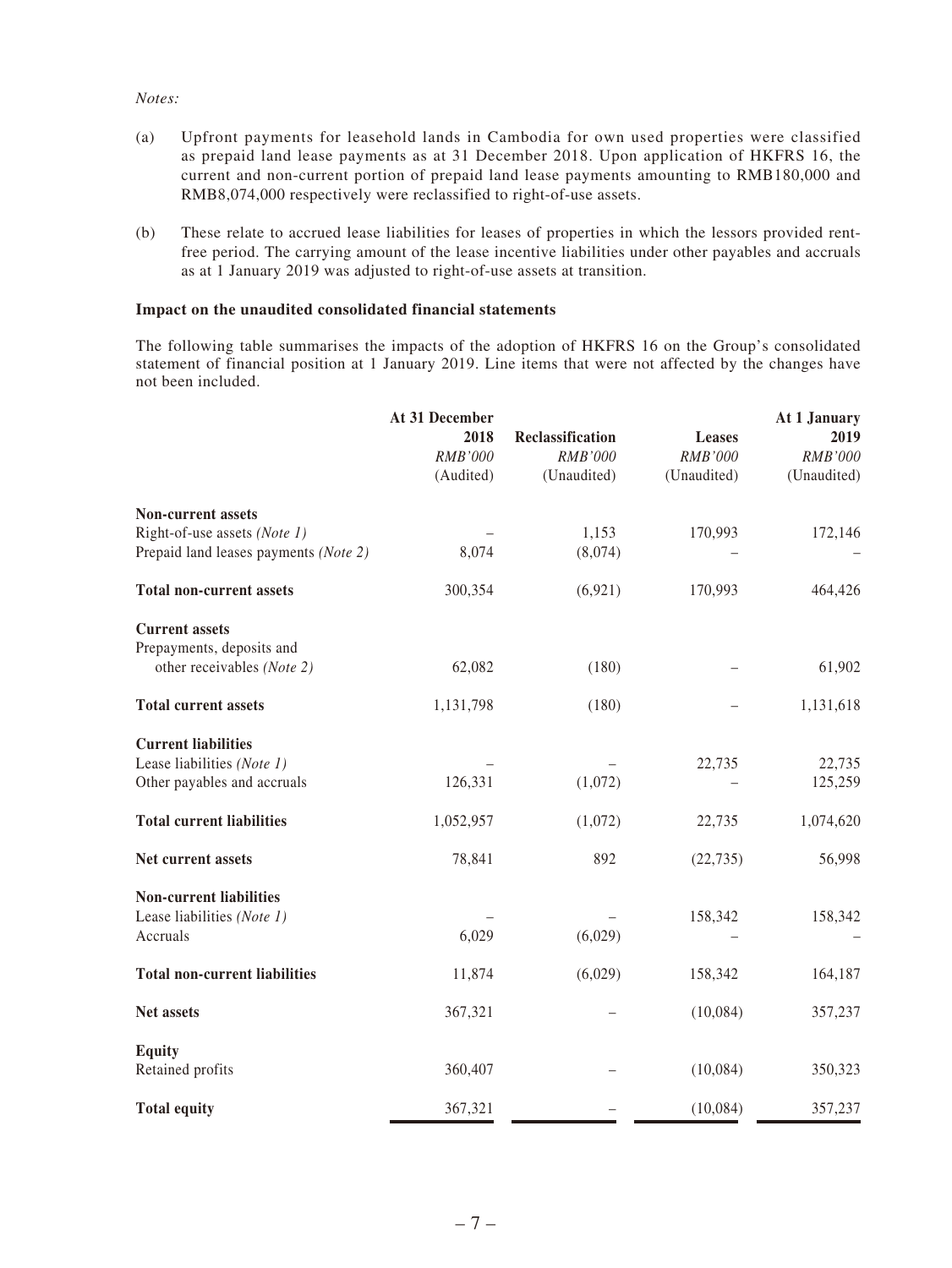*Notes:*

(a) Upfront payments for leasehold lands in Cambodia for own used properties were classified as prepaid land lease payments as at 31 December 2018. Upon application of HKFRS 16, the current and non-current portion of prepaid land lease payments amounting to RMB180,000 and RMB8,074,000 respectively were reclassified to right-of-use assets.

(b) These relate to accrued lease liabilities for leases of properties in which the lessors provided rent-free period. The carrying amount of the lease incentive liabilities under other payables and accruals as at 1 January 2019 was adjusted to right-of-use assets at transition.

**Impact on the unaudited consolidated financial statements**

The following table summarises the impacts of the adoption of HKFRS 16 on the Group's consolidated statement of financial position at 1 January 2019. Line items that were not affected by the changes have not been included.

| | At 31 December 2018 *RMB'000* (Audited) | Reclassification *RMB'000* (Unaudited) | Leases *RMB'000* (Unaudited) | At 1 January 2019 *RMB'000* (Unaudited) |
|---|---|---|---|---|
| **Non-current assets** | | | | |
| Right-of-use assets *(Note 1)* | – | 1,153 | 170,993 | 172,146 |
| Prepaid land leases payments *(Note 2)* | 8,074 | (8,074) | – | – |
| **Total non-current assets** | 300,354 | (6,921) | 170,993 | 464,426 |
| **Current assets** | | | | |
| Prepayments, deposits and other receivables *(Note 2)* | 62,082 | (180) | – | 61,902 |
| **Total current assets** | 1,131,798 | (180) | – | 1,131,618 |
| **Current liabilities** | | | | |
| Lease liabilities *(Note 1)* | – | – | 22,735 | 22,735 |
| Other payables and accruals | 126,331 | (1,072) | – | 125,259 |
| **Total current liabilities** | 1,052,957 | (1,072) | 22,735 | 1,074,620 |
| **Net current assets** | 78,841 | 892 | (22,735) | 56,998 |
| **Non-current liabilities** | | | | |
| Lease liabilities *(Note 1)* | – | – | 158,342 | 158,342 |
| Accruals | 6,029 | (6,029) | – | – |
| **Total non-current liabilities** | 11,874 | (6,029) | 158,342 | 164,187 |
| **Net assets** | 367,321 | – | (10,084) | 357,237 |
| **Equity** | | | | |
| Retained profits | 360,407 | – | (10,084) | 350,323 |
| **Total equity** | 367,321 | – | (10,084) | 357,237 |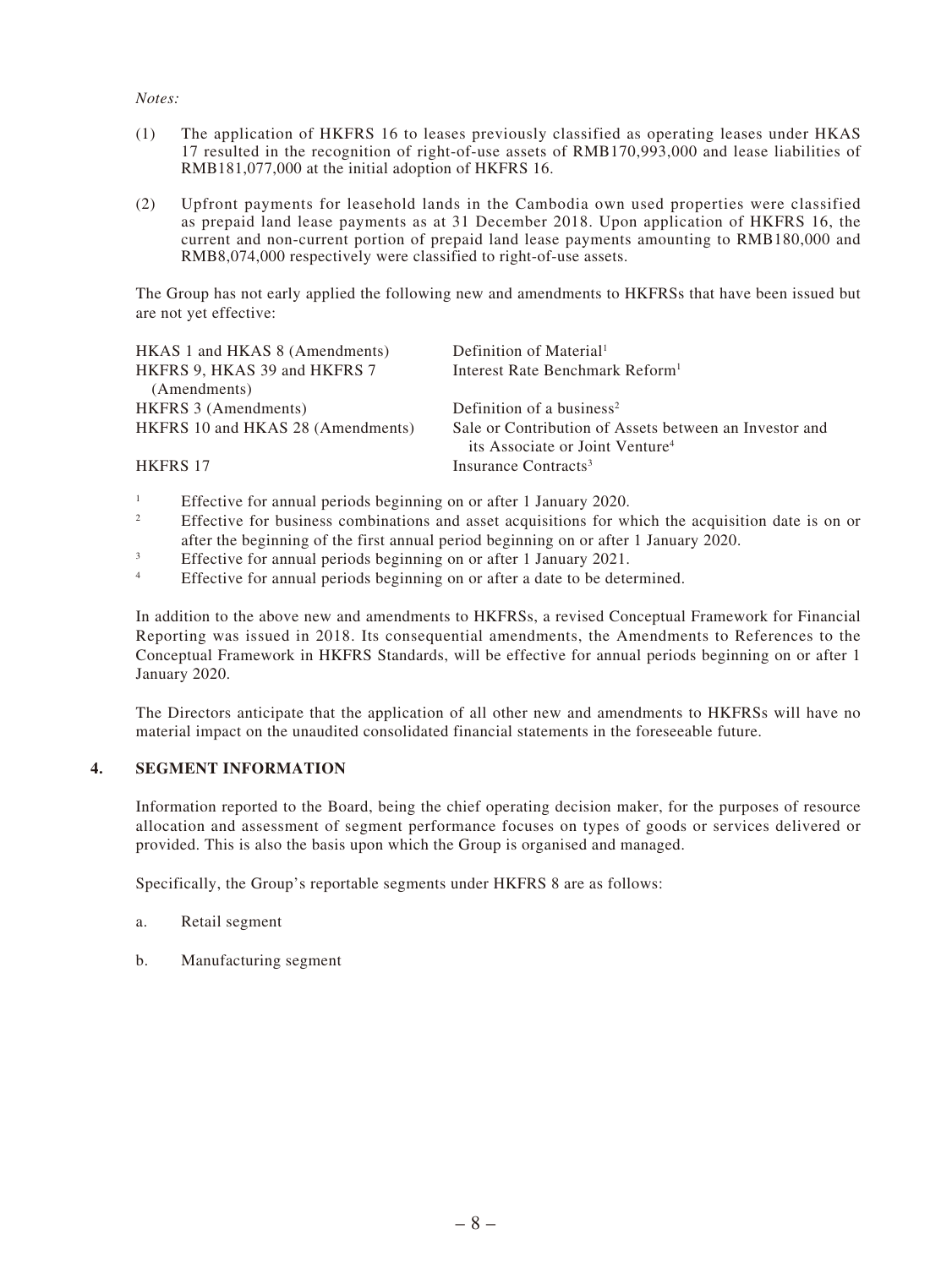*Notes:*

(1) The application of HKFRS 16 to leases previously classified as operating leases under HKAS 17 resulted in the recognition of right-of-use assets of RMB170,993,000 and lease liabilities of RMB181,077,000 at the initial adoption of HKFRS 16.

(2) Upfront payments for leasehold lands in the Cambodia own used properties were classified as prepaid land lease payments as at 31 December 2018. Upon application of HKFRS 16, the current and non-current portion of prepaid land lease payments amounting to RMB180,000 and RMB8,074,000 respectively were classified to right-of-use assets.

The Group has not early applied the following new and amendments to HKFRSs that have been issued but are not yet effective:

| | |
|---|---|
| HKAS 1 and HKAS 8 (Amendments) | Definition of Material[1] |
| HKFRS 9, HKAS 39 and HKFRS 7 (Amendments) | Interest Rate Benchmark Reform[1] |
| HKFRS 3 (Amendments) | Definition of a business[2] |
| HKFRS 10 and HKAS 28 (Amendments) | Sale or Contribution of Assets between an Investor and its Associate or Joint Venture[4] |
| HKFRS 17 | Insurance Contracts[3] |

[1] Effective for annual periods beginning on or after 1 January 2020.

[2] Effective for business combinations and asset acquisitions for which the acquisition date is on or after the beginning of the first annual period beginning on or after 1 January 2020.

[3] Effective for annual periods beginning on or after 1 January 2021.

[4] Effective for annual periods beginning on or after a date to be determined.

In addition to the above new and amendments to HKFRSs, a revised Conceptual Framework for Financial Reporting was issued in 2018. Its consequential amendments, the Amendments to References to the Conceptual Framework in HKFRS Standards, will be effective for annual periods beginning on or after 1 January 2020.

The Directors anticipate that the application of all other new and amendments to HKFRSs will have no material impact on the unaudited consolidated financial statements in the foreseeable future.

## 4. SEGMENT INFORMATION

Information reported to the Board, being the chief operating decision maker, for the purposes of resource allocation and assessment of segment performance focuses on types of goods or services delivered or provided. This is also the basis upon which the Group is organised and managed.

Specifically, the Group's reportable segments under HKFRS 8 are as follows:

a. Retail segment

b. Manufacturing segment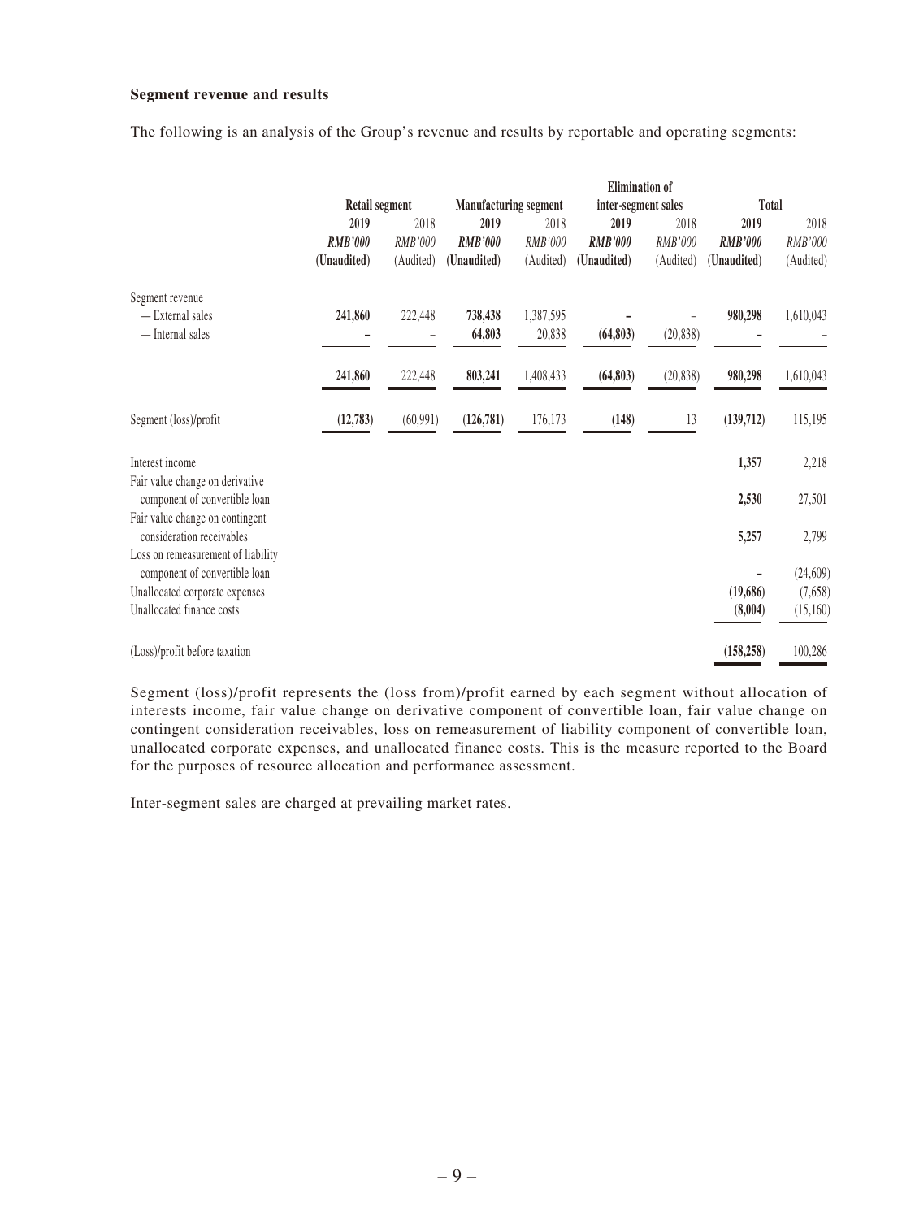**Segment revenue and results**

The following is an analysis of the Group's revenue and results by reportable and operating segments:

| | Retail segment | | Manufacturing segment | | Elimination of inter-segment sales | | Total | |
|---|---|---|---|---|---|---|---|---|
| | **2019** | 2018 | **2019** | 2018 | **2019** | 2018 | **2019** | 2018 |
| | ***RMB'000*** | *RMB'000* | ***RMB'000*** | *RMB'000* | ***RMB'000*** | *RMB'000* | ***RMB'000*** | *RMB'000* |
| | **(Unaudited)** | (Audited) | **(Unaudited)** | (Audited) | **(Unaudited)** | (Audited) | **(Unaudited)** | (Audited) |
| Segment revenue | | | | | | | | |
| — External sales | **241,860** | 222,448 | **738,438** | 1,387,595 | **–** | – | **980,298** | 1,610,043 |
| — Internal sales | **–** | – | **64,803** | 20,838 | **(64,803)** | (20,838) | **–** | – |
| | **241,860** | 222,448 | **803,241** | 1,408,433 | **(64,803)** | (20,838) | **980,298** | 1,610,043 |
| Segment (loss)/profit | **(12,783)** | (60,991) | **(126,781)** | 176,173 | **(148)** | 13 | **(139,712)** | 115,195 |
| Interest income | | | | | | | **1,357** | 2,218 |
| Fair value change on derivative component of convertible loan | | | | | | | **2,530** | 27,501 |
| Fair value change on contingent consideration receivables | | | | | | | **5,257** | 2,799 |
| Loss on remeasurement of liability component of convertible loan | | | | | | | **–** | (24,609) |
| Unallocated corporate expenses | | | | | | | **(19,686)** | (7,658) |
| Unallocated finance costs | | | | | | | **(8,004)** | (15,160) |
| (Loss)/profit before taxation | | | | | | | **(158,258)** | 100,286 |

Segment (loss)/profit represents the (loss from)/profit earned by each segment without allocation of interests income, fair value change on derivative component of convertible loan, fair value change on contingent consideration receivables, loss on remeasurement of liability component of convertible loan, unallocated corporate expenses, and unallocated finance costs. This is the measure reported to the Board for the purposes of resource allocation and performance assessment.

Inter-segment sales are charged at prevailing market rates.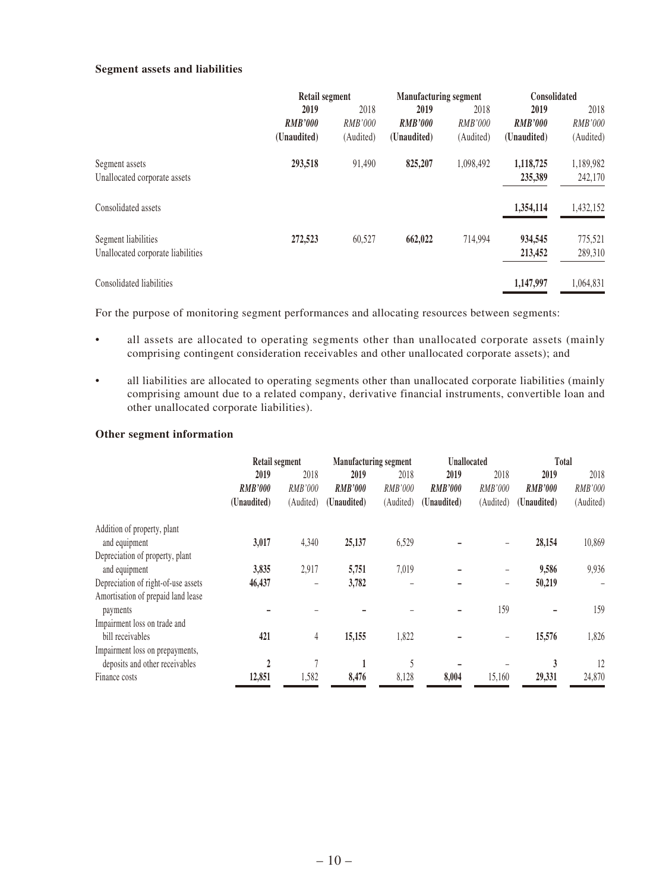**Segment assets and liabilities**

| | Retail segment | | Manufacturing segment | | Consolidated | |
|---|---|---|---|---|---|---|
| | **2019** | 2018 | **2019** | 2018 | **2019** | 2018 |
| | ***RMB'000*** | *RMB'000* | ***RMB'000*** | *RMB'000* | ***RMB'000*** | *RMB'000* |
| | **(Unaudited)** | (Audited) | **(Unaudited)** | (Audited) | **(Unaudited)** | (Audited) |
| Segment assets | **293,518** | 91,490 | **825,207** | 1,098,492 | **1,118,725** | 1,189,982 |
| Unallocated corporate assets | | | | | **235,389** | 242,170 |
| Consolidated assets | | | | | **1,354,114** | 1,432,152 |
| Segment liabilities | **272,523** | 60,527 | **662,022** | 714,994 | **934,545** | 775,521 |
| Unallocated corporate liabilities | | | | | **213,452** | 289,310 |
| Consolidated liabilities | | | | | **1,147,997** | 1,064,831 |

For the purpose of monitoring segment performances and allocating resources between segments:

- all assets are allocated to operating segments other than unallocated corporate assets (mainly comprising contingent consideration receivables and other unallocated corporate assets); and
- all liabilities are allocated to operating segments other than unallocated corporate liabilities (mainly comprising amount due to a related company, derivative financial instruments, convertible loan and other unallocated corporate liabilities).

**Other segment information**

| | Retail segment | | Manufacturing segment | | Unallocated | | Total | |
|---|---|---|---|---|---|---|---|---|
| | **2019** | 2018 | **2019** | 2018 | **2019** | 2018 | **2019** | 2018 |
| | ***RMB'000*** | *RMB'000* | ***RMB'000*** | *RMB'000* | ***RMB'000*** | *RMB'000* | ***RMB'000*** | *RMB'000* |
| | **(Unaudited)** | (Audited) | **(Unaudited)** | (Audited) | **(Unaudited)** | (Audited) | **(Unaudited)** | (Audited) |
| Addition of property, plant and equipment | **3,017** | 4,340 | **25,137** | 6,529 | **–** | – | **28,154** | 10,869 |
| Depreciation of property, plant and equipment | **3,835** | 2,917 | **5,751** | 7,019 | **–** | – | **9,586** | 9,936 |
| Depreciation of right-of-use assets | **46,437** | – | **3,782** | – | **–** | – | **50,219** | – |
| Amortisation of prepaid land lease payments | **–** | – | **–** | – | **–** | 159 | **–** | 159 |
| Impairment loss on trade and bill receivables | **421** | 4 | **15,155** | 1,822 | **–** | – | **15,576** | 1,826 |
| Impairment loss on prepayments, deposits and other receivables | **2** | 7 | **1** | 5 | **–** | – | **3** | 12 |
| Finance costs | **12,851** | 1,582 | **8,476** | 8,128 | **8,004** | 15,160 | **29,331** | 24,870 |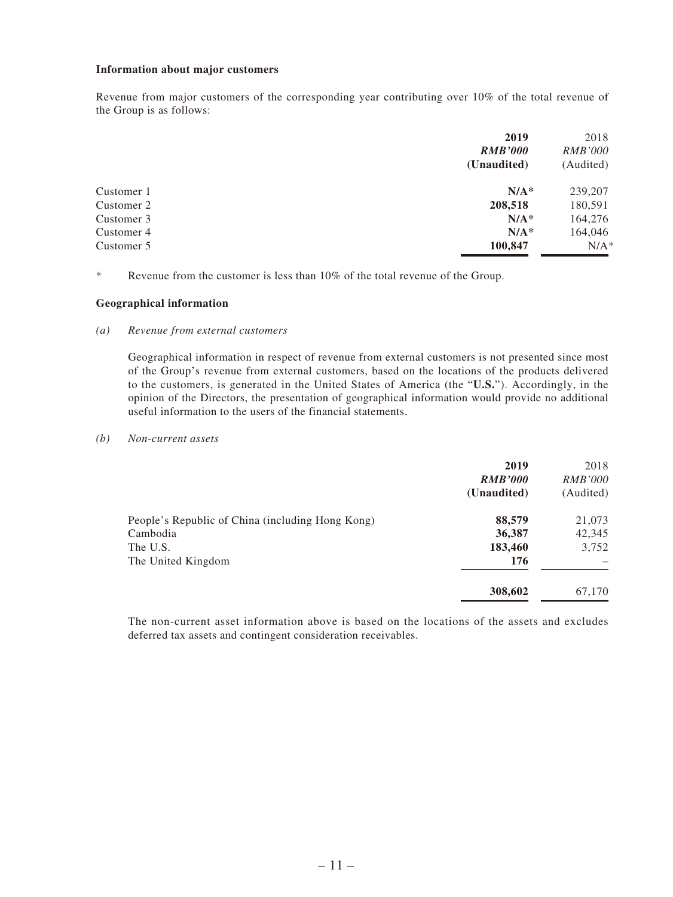**Information about major customers**

Revenue from major customers of the corresponding year contributing over 10% of the total revenue of the Group is as follows:

| | 2019 | 2018 |
|---|---|---|
| | ***RMB'000*** | *RMB'000* |
| | **(Unaudited)** | (Audited) |
| Customer 1 | **N/A*** | 239,207 |
| Customer 2 | **208,518** | 180,591 |
| Customer 3 | **N/A*** | 164,276 |
| Customer 4 | **N/A*** | 164,046 |
| Customer 5 | **100,847** | N/A* |

\* Revenue from the customer is less than 10% of the total revenue of the Group.

**Geographical information**

*(a) Revenue from external customers*

Geographical information in respect of revenue from external customers is not presented since most of the Group's revenue from external customers, based on the locations of the products delivered to the customers, is generated in the United States of America (the "**U.S.**"). Accordingly, in the opinion of the Directors, the presentation of geographical information would provide no additional useful information to the users of the financial statements.

*(b) Non-current assets*

| | 2019 | 2018 |
|---|---|---|
| | ***RMB'000*** | *RMB'000* |
| | **(Unaudited)** | (Audited) |
| People's Republic of China (including Hong Kong) | **88,579** | 21,073 |
| Cambodia | **36,387** | 42,345 |
| The U.S. | **183,460** | 3,752 |
| The United Kingdom | **176** | – |
| | **308,602** | 67,170 |

The non-current asset information above is based on the locations of the assets and excludes deferred tax assets and contingent consideration receivables.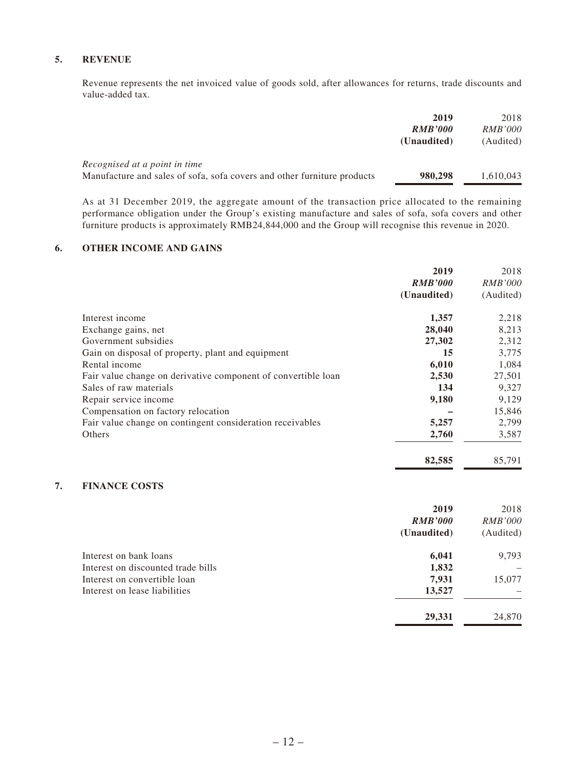## 5. REVENUE

Revenue represents the net invoiced value of goods sold, after allowances for returns, trade discounts and value-added tax.

| | **2019** | 2018 |
|---|---|---|
| | ***RMB'000*** | *RMB'000* |
| | **(Unaudited)** | (Audited) |
| *Recognised at a point in time* | | |
| Manufacture and sales of sofa, sofa covers and other furniture products | **980,298** | 1,610,043 |

As at 31 December 2019, the aggregate amount of the transaction price allocated to the remaining performance obligation under the Group's existing manufacture and sales of sofa, sofa covers and other furniture products is approximately RMB24,844,000 and the Group will recognise this revenue in 2020.

## 6. OTHER INCOME AND GAINS

| | **2019** | 2018 |
|---|---|---|
| | ***RMB'000*** | *RMB'000* |
| | **(Unaudited)** | (Audited) |
| Interest income | **1,357** | 2,218 |
| Exchange gains, net | **28,040** | 8,213 |
| Government subsidies | **27,302** | 2,312 |
| Gain on disposal of property, plant and equipment | **15** | 3,775 |
| Rental income | **6,010** | 1,084 |
| Fair value change on derivative component of convertible loan | **2,530** | 27,501 |
| Sales of raw materials | **134** | 9,327 |
| Repair service income | **9,180** | 9,129 |
| Compensation on factory relocation | **–** | 15,846 |
| Fair value change on contingent consideration receivables | **5,257** | 2,799 |
| Others | **2,760** | 3,587 |
| | **82,585** | 85,791 |

## 7. FINANCE COSTS

| | **2019** | 2018 |
|---|---|---|
| | ***RMB'000*** | *RMB'000* |
| | **(Unaudited)** | (Audited) |
| Interest on bank loans | **6,041** | 9,793 |
| Interest on discounted trade bills | **1,832** | – |
| Interest on convertible loan | **7,931** | 15,077 |
| Interest on lease liabilities | **13,527** | – |
| | **29,331** | 24,870 |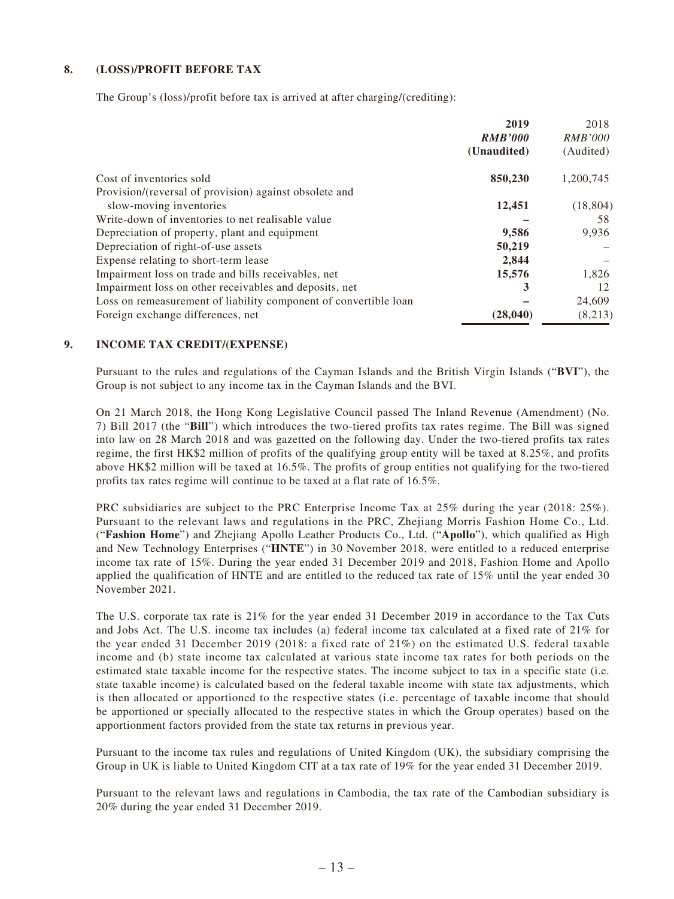## 8. (LOSS)/PROFIT BEFORE TAX

The Group's (loss)/profit before tax is arrived at after charging/(crediting):

| | **2019** | 2018 |
|---|---|---|
| | ***RMB'000*** | *RMB'000* |
| | **(Unaudited)** | (Audited) |
| Cost of inventories sold | **850,230** | 1,200,745 |
| Provision/(reversal of provision) against obsolete and slow-moving inventories | **12,451** | (18,804) |
| Write-down of inventories to net realisable value | **–** | 58 |
| Depreciation of property, plant and equipment | **9,586** | 9,936 |
| Depreciation of right-of-use assets | **50,219** | – |
| Expense relating to short-term lease | **2,844** | – |
| Impairment loss on trade and bills receivables, net | **15,576** | 1,826 |
| Impairment loss on other receivables and deposits, net | **3** | 12 |
| Loss on remeasurement of liability component of convertible loan | **–** | 24,609 |
| Foreign exchange differences, net | **(28,040)** | (8,213) |

## 9. INCOME TAX CREDIT/(EXPENSE)

Pursuant to the rules and regulations of the Cayman Islands and the British Virgin Islands ("**BVI**"), the Group is not subject to any income tax in the Cayman Islands and the BVI.

On 21 March 2018, the Hong Kong Legislative Council passed The Inland Revenue (Amendment) (No. 7) Bill 2017 (the "**Bill**") which introduces the two-tiered profits tax rates regime. The Bill was signed into law on 28 March 2018 and was gazetted on the following day. Under the two-tiered profits tax rates regime, the first HK$2 million of profits of the qualifying group entity will be taxed at 8.25%, and profits above HK$2 million will be taxed at 16.5%. The profits of group entities not qualifying for the two-tiered profits tax rates regime will continue to be taxed at a flat rate of 16.5%.

PRC subsidiaries are subject to the PRC Enterprise Income Tax at 25% during the year (2018: 25%). Pursuant to the relevant laws and regulations in the PRC, Zhejiang Morris Fashion Home Co., Ltd. ("**Fashion Home**") and Zhejiang Apollo Leather Products Co., Ltd. ("**Apollo**"), which qualified as High and New Technology Enterprises ("**HNTE**") in 30 November 2018, were entitled to a reduced enterprise income tax rate of 15%. During the year ended 31 December 2019 and 2018, Fashion Home and Apollo applied the qualification of HNTE and are entitled to the reduced tax rate of 15% until the year ended 30 November 2021.

The U.S. corporate tax rate is 21% for the year ended 31 December 2019 in accordance to the Tax Cuts and Jobs Act. The U.S. income tax includes (a) federal income tax calculated at a fixed rate of 21% for the year ended 31 December 2019 (2018: a fixed rate of 21%) on the estimated U.S. federal taxable income and (b) state income tax calculated at various state income tax rates for both periods on the estimated state taxable income for the respective states. The income subject to tax in a specific state (i.e. state taxable income) is calculated based on the federal taxable income with state tax adjustments, which is then allocated or apportioned to the respective states (i.e. percentage of taxable income that should be apportioned or specially allocated to the respective states in which the Group operates) based on the apportionment factors provided from the state tax returns in previous year.

Pursuant to the income tax rules and regulations of United Kingdom (UK), the subsidiary comprising the Group in UK is liable to United Kingdom CIT at a tax rate of 19% for the year ended 31 December 2019.

Pursuant to the relevant laws and regulations in Cambodia, the tax rate of the Cambodian subsidiary is 20% during the year ended 31 December 2019.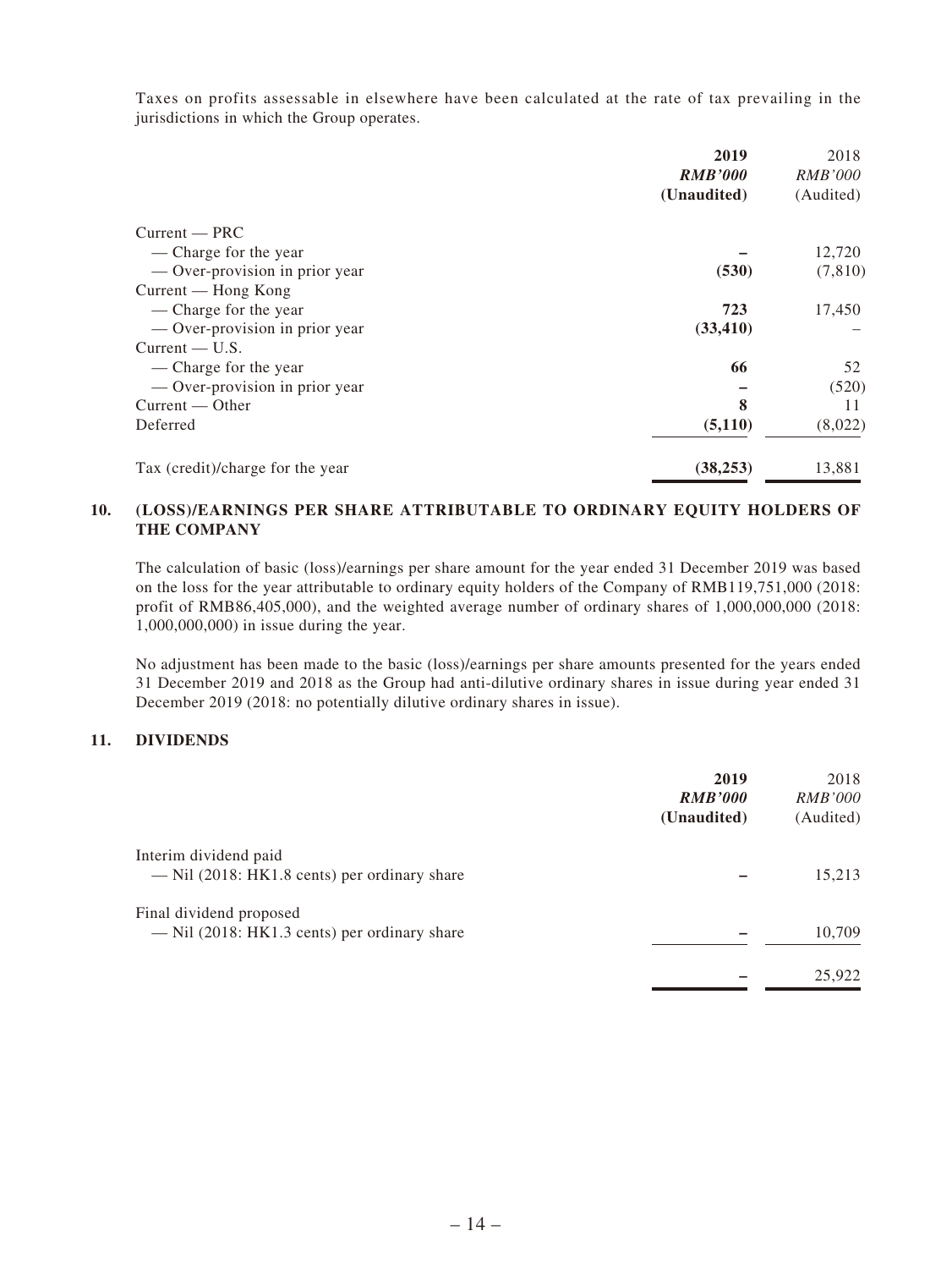Taxes on profits assessable in elsewhere have been calculated at the rate of tax prevailing in the jurisdictions in which the Group operates.

| | **2019** | 2018 |
|---|---|---|
| | ***RMB'000*** | *RMB'000* |
| | **(Unaudited)** | (Audited) |
| Current — PRC | | |
| — Charge for the year | **–** | 12,720 |
| — Over-provision in prior year | **(530)** | (7,810) |
| Current — Hong Kong | | |
| — Charge for the year | **723** | 17,450 |
| — Over-provision in prior year | **(33,410)** | – |
| Current — U.S. | | |
| — Charge for the year | **66** | 52 |
| — Over-provision in prior year | **–** | (520) |
| Current — Other | **8** | 11 |
| Deferred | **(5,110)** | (8,022) |
| Tax (credit)/charge for the year | **(38,253)** | 13,881 |

## 10. (LOSS)/EARNINGS PER SHARE ATTRIBUTABLE TO ORDINARY EQUITY HOLDERS OF THE COMPANY

The calculation of basic (loss)/earnings per share amount for the year ended 31 December 2019 was based on the loss for the year attributable to ordinary equity holders of the Company of RMB119,751,000 (2018: profit of RMB86,405,000), and the weighted average number of ordinary shares of 1,000,000,000 (2018: 1,000,000,000) in issue during the year.

No adjustment has been made to the basic (loss)/earnings per share amounts presented for the years ended 31 December 2019 and 2018 as the Group had anti-dilutive ordinary shares in issue during year ended 31 December 2019 (2018: no potentially dilutive ordinary shares in issue).

## 11. DIVIDENDS

| | **2019** | 2018 |
|---|---|---|
| | ***RMB'000*** | *RMB'000* |
| | **(Unaudited)** | (Audited) |
| Interim dividend paid<br>— Nil (2018: HK1.8 cents) per ordinary share | **–** | 15,213 |
| Final dividend proposed<br>— Nil (2018: HK1.3 cents) per ordinary share | **–** | 10,709 |
| | **–** | 25,922 |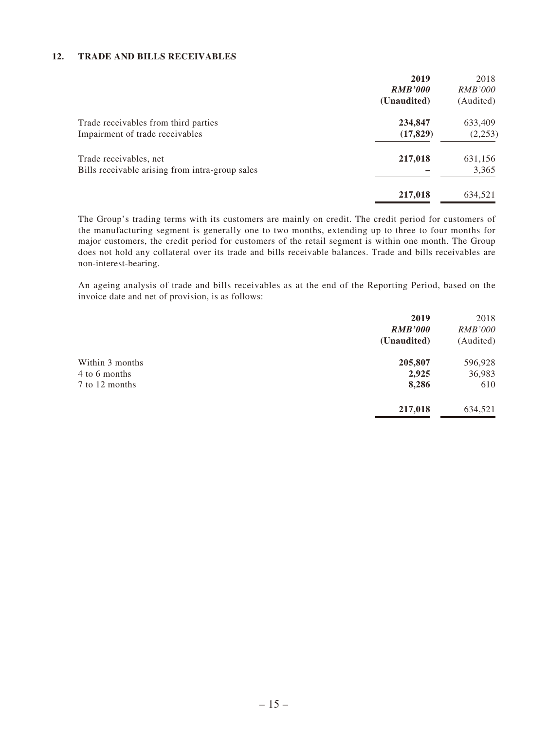## 12. TRADE AND BILLS RECEIVABLES

| | 2019 | 2018 |
|---|---|---|
| | ***RMB'000*** | *RMB'000* |
| | **(Unaudited)** | (Audited) |
| Trade receivables from third parties | **234,847** | 633,409 |
| Impairment of trade receivables | **(17,829)** | (2,253) |
| Trade receivables, net | **217,018** | 631,156 |
| Bills receivable arising from intra-group sales | **–** | 3,365 |
| | **217,018** | 634,521 |

The Group's trading terms with its customers are mainly on credit. The credit period for customers of the manufacturing segment is generally one to two months, extending up to three to four months for major customers, the credit period for customers of the retail segment is within one month. The Group does not hold any collateral over its trade and bills receivable balances. Trade and bills receivables are non-interest-bearing.

An ageing analysis of trade and bills receivables as at the end of the Reporting Period, based on the invoice date and net of provision, is as follows:

| | 2019 | 2018 |
|---|---|---|
| | ***RMB'000*** | *RMB'000* |
| | **(Unaudited)** | (Audited) |
| Within 3 months | **205,807** | 596,928 |
| 4 to 6 months | **2,925** | 36,983 |
| 7 to 12 months | **8,286** | 610 |
| | **217,018** | 634,521 |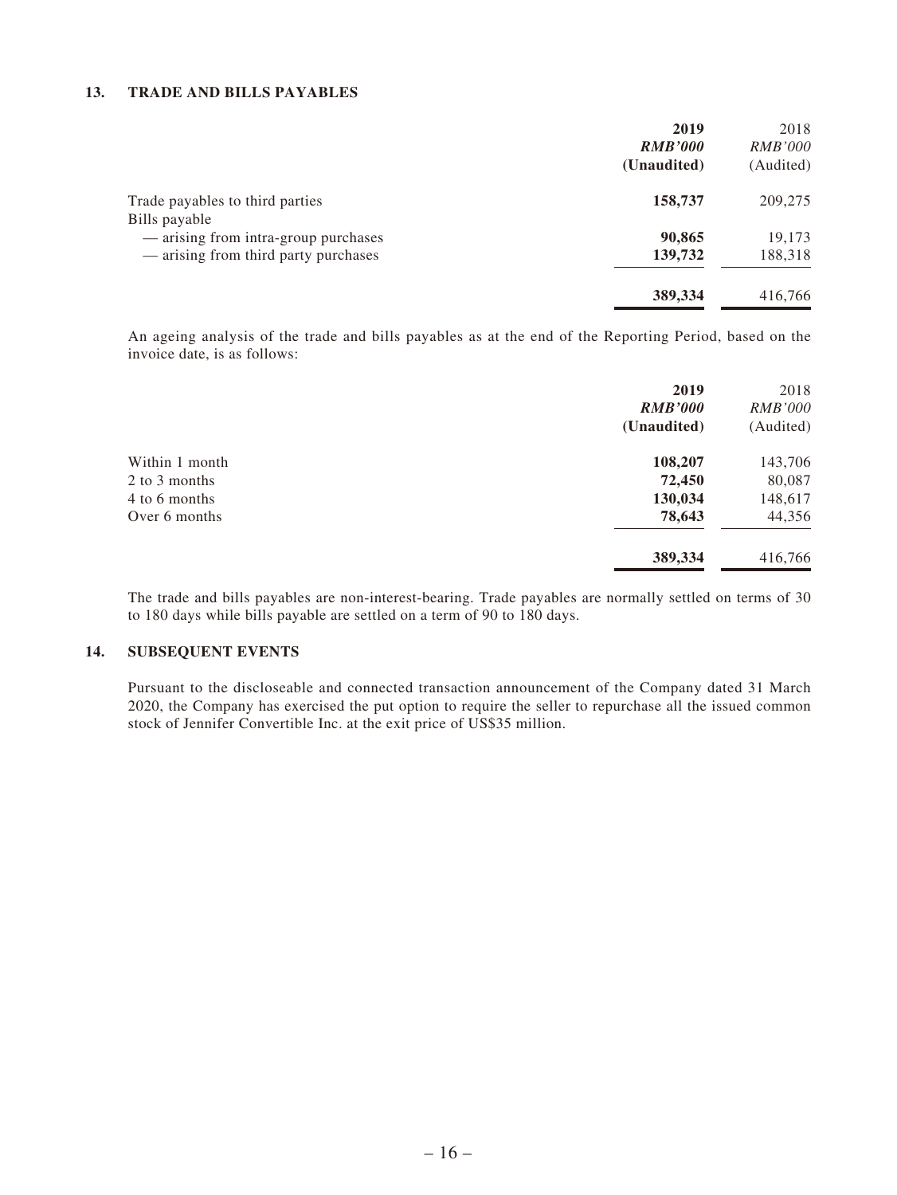## 13. TRADE AND BILLS PAYABLES

| | 2019 | 2018 |
|---|---|---|
| | ***RMB'000*** | *RMB'000* |
| | **(Unaudited)** | (Audited) |
| Trade payables to third parties | **158,737** | 209,275 |
| Bills payable | | |
| — arising from intra-group purchases | **90,865** | 19,173 |
| — arising from third party purchases | **139,732** | 188,318 |
| | **389,334** | 416,766 |

An ageing analysis of the trade and bills payables as at the end of the Reporting Period, based on the invoice date, is as follows:

| | 2019 | 2018 |
|---|---|---|
| | ***RMB'000*** | *RMB'000* |
| | **(Unaudited)** | (Audited) |
| Within 1 month | **108,207** | 143,706 |
| 2 to 3 months | **72,450** | 80,087 |
| 4 to 6 months | **130,034** | 148,617 |
| Over 6 months | **78,643** | 44,356 |
| | **389,334** | 416,766 |

The trade and bills payables are non-interest-bearing. Trade payables are normally settled on terms of 30 to 180 days while bills payable are settled on a term of 90 to 180 days.

## 14. SUBSEQUENT EVENTS

Pursuant to the discloseable and connected transaction announcement of the Company dated 31 March 2020, the Company has exercised the put option to require the seller to repurchase all the issued common stock of Jennifer Convertible Inc. at the exit price of US$35 million.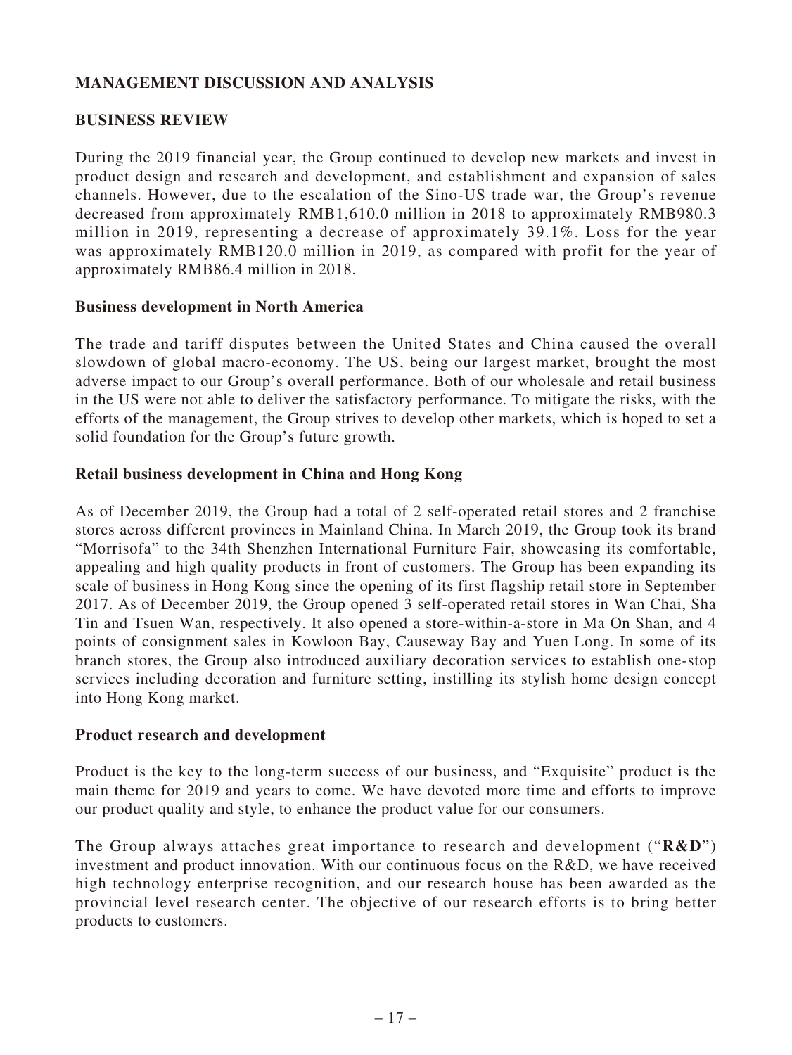## MANAGEMENT DISCUSSION AND ANALYSIS

### BUSINESS REVIEW

During the 2019 financial year, the Group continued to develop new markets and invest in product design and research and development, and establishment and expansion of sales channels. However, due to the escalation of the Sino-US trade war, the Group's revenue decreased from approximately RMB1,610.0 million in 2018 to approximately RMB980.3 million in 2019, representing a decrease of approximately 39.1%. Loss for the year was approximately RMB120.0 million in 2019, as compared with profit for the year of approximately RMB86.4 million in 2018.

#### Business development in North America

The trade and tariff disputes between the United States and China caused the overall slowdown of global macro-economy. The US, being our largest market, brought the most adverse impact to our Group's overall performance. Both of our wholesale and retail business in the US were not able to deliver the satisfactory performance. To mitigate the risks, with the efforts of the management, the Group strives to develop other markets, which is hoped to set a solid foundation for the Group's future growth.

#### Retail business development in China and Hong Kong

As of December 2019, the Group had a total of 2 self-operated retail stores and 2 franchise stores across different provinces in Mainland China. In March 2019, the Group took its brand "Morrisofa" to the 34th Shenzhen International Furniture Fair, showcasing its comfortable, appealing and high quality products in front of customers. The Group has been expanding its scale of business in Hong Kong since the opening of its first flagship retail store in September 2017. As of December 2019, the Group opened 3 self-operated retail stores in Wan Chai, Sha Tin and Tsuen Wan, respectively. It also opened a store-within-a-store in Ma On Shan, and 4 points of consignment sales in Kowloon Bay, Causeway Bay and Yuen Long. In some of its branch stores, the Group also introduced auxiliary decoration services to establish one-stop services including decoration and furniture setting, instilling its stylish home design concept into Hong Kong market.

#### Product research and development

Product is the key to the long-term success of our business, and "Exquisite" product is the main theme for 2019 and years to come. We have devoted more time and efforts to improve our product quality and style, to enhance the product value for our consumers.

The Group always attaches great importance to research and development ("**R&D**") investment and product innovation. With our continuous focus on the R&D, we have received high technology enterprise recognition, and our research house has been awarded as the provincial level research center. The objective of our research efforts is to bring better products to customers.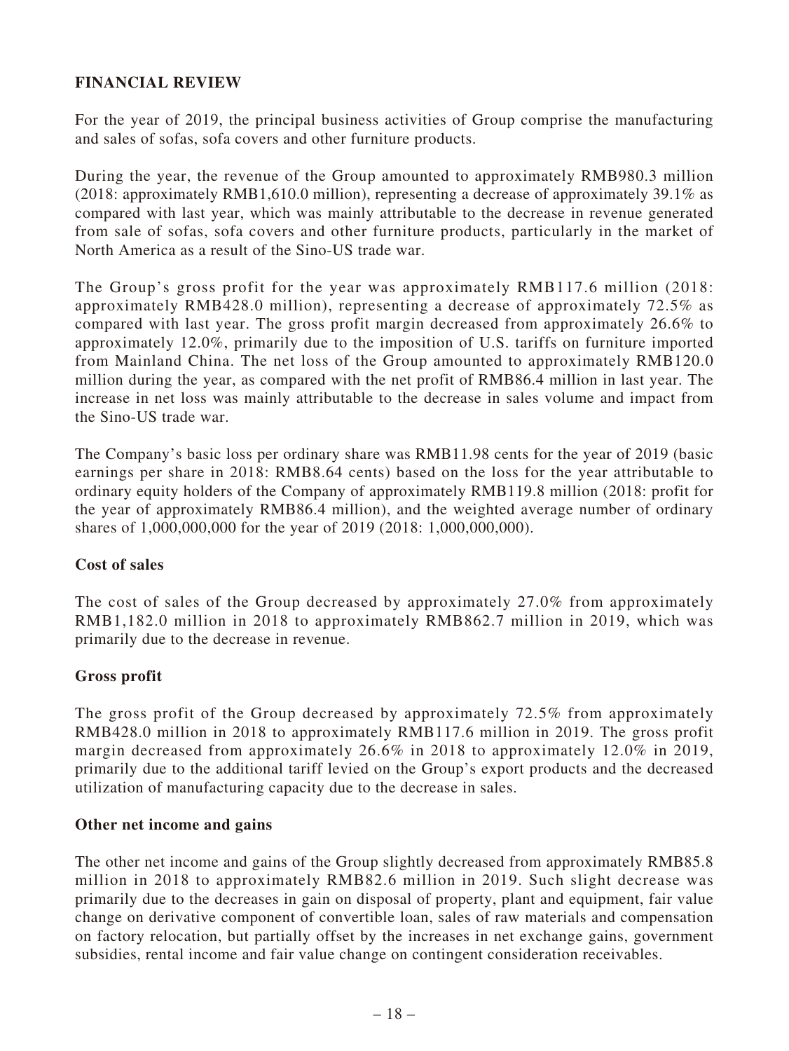## FINANCIAL REVIEW

For the year of 2019, the principal business activities of Group comprise the manufacturing and sales of sofas, sofa covers and other furniture products.

During the year, the revenue of the Group amounted to approximately RMB980.3 million (2018: approximately RMB1,610.0 million), representing a decrease of approximately 39.1% as compared with last year, which was mainly attributable to the decrease in revenue generated from sale of sofas, sofa covers and other furniture products, particularly in the market of North America as a result of the Sino-US trade war.

The Group's gross profit for the year was approximately RMB117.6 million (2018: approximately RMB428.0 million), representing a decrease of approximately 72.5% as compared with last year. The gross profit margin decreased from approximately 26.6% to approximately 12.0%, primarily due to the imposition of U.S. tariffs on furniture imported from Mainland China. The net loss of the Group amounted to approximately RMB120.0 million during the year, as compared with the net profit of RMB86.4 million in last year. The increase in net loss was mainly attributable to the decrease in sales volume and impact from the Sino-US trade war.

The Company's basic loss per ordinary share was RMB11.98 cents for the year of 2019 (basic earnings per share in 2018: RMB8.64 cents) based on the loss for the year attributable to ordinary equity holders of the Company of approximately RMB119.8 million (2018: profit for the year of approximately RMB86.4 million), and the weighted average number of ordinary shares of 1,000,000,000 for the year of 2019 (2018: 1,000,000,000).

### Cost of sales

The cost of sales of the Group decreased by approximately 27.0% from approximately RMB1,182.0 million in 2018 to approximately RMB862.7 million in 2019, which was primarily due to the decrease in revenue.

### Gross profit

The gross profit of the Group decreased by approximately 72.5% from approximately RMB428.0 million in 2018 to approximately RMB117.6 million in 2019. The gross profit margin decreased from approximately 26.6% in 2018 to approximately 12.0% in 2019, primarily due to the additional tariff levied on the Group's export products and the decreased utilization of manufacturing capacity due to the decrease in sales.

### Other net income and gains

The other net income and gains of the Group slightly decreased from approximately RMB85.8 million in 2018 to approximately RMB82.6 million in 2019. Such slight decrease was primarily due to the decreases in gain on disposal of property, plant and equipment, fair value change on derivative component of convertible loan, sales of raw materials and compensation on factory relocation, but partially offset by the increases in net exchange gains, government subsidies, rental income and fair value change on contingent consideration receivables.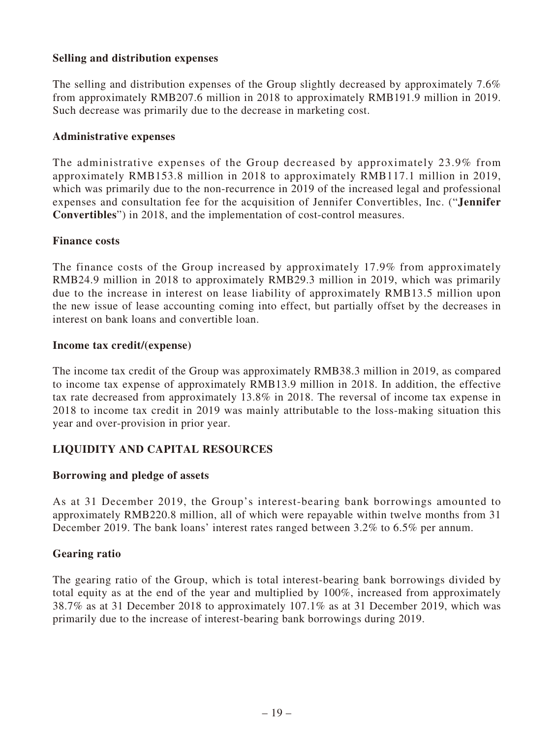**Selling and distribution expenses**

The selling and distribution expenses of the Group slightly decreased by approximately 7.6% from approximately RMB207.6 million in 2018 to approximately RMB191.9 million in 2019. Such decrease was primarily due to the decrease in marketing cost.

**Administrative expenses**

The administrative expenses of the Group decreased by approximately 23.9% from approximately RMB153.8 million in 2018 to approximately RMB117.1 million in 2019, which was primarily due to the non-recurrence in 2019 of the increased legal and professional expenses and consultation fee for the acquisition of Jennifer Convertibles, Inc. ("**Jennifer Convertibles**") in 2018, and the implementation of cost-control measures.

**Finance costs**

The finance costs of the Group increased by approximately 17.9% from approximately RMB24.9 million in 2018 to approximately RMB29.3 million in 2019, which was primarily due to the increase in interest on lease liability of approximately RMB13.5 million upon the new issue of lease accounting coming into effect, but partially offset by the decreases in interest on bank loans and convertible loan.

**Income tax credit/(expense)**

The income tax credit of the Group was approximately RMB38.3 million in 2019, as compared to income tax expense of approximately RMB13.9 million in 2018. In addition, the effective tax rate decreased from approximately 13.8% in 2018. The reversal of income tax expense in 2018 to income tax credit in 2019 was mainly attributable to the loss-making situation this year and over-provision in prior year.

## LIQUIDITY AND CAPITAL RESOURCES

**Borrowing and pledge of assets**

As at 31 December 2019, the Group's interest-bearing bank borrowings amounted to approximately RMB220.8 million, all of which were repayable within twelve months from 31 December 2019. The bank loans' interest rates ranged between 3.2% to 6.5% per annum.

**Gearing ratio**

The gearing ratio of the Group, which is total interest-bearing bank borrowings divided by total equity as at the end of the year and multiplied by 100%, increased from approximately 38.7% as at 31 December 2018 to approximately 107.1% as at 31 December 2019, which was primarily due to the increase of interest-bearing bank borrowings during 2019.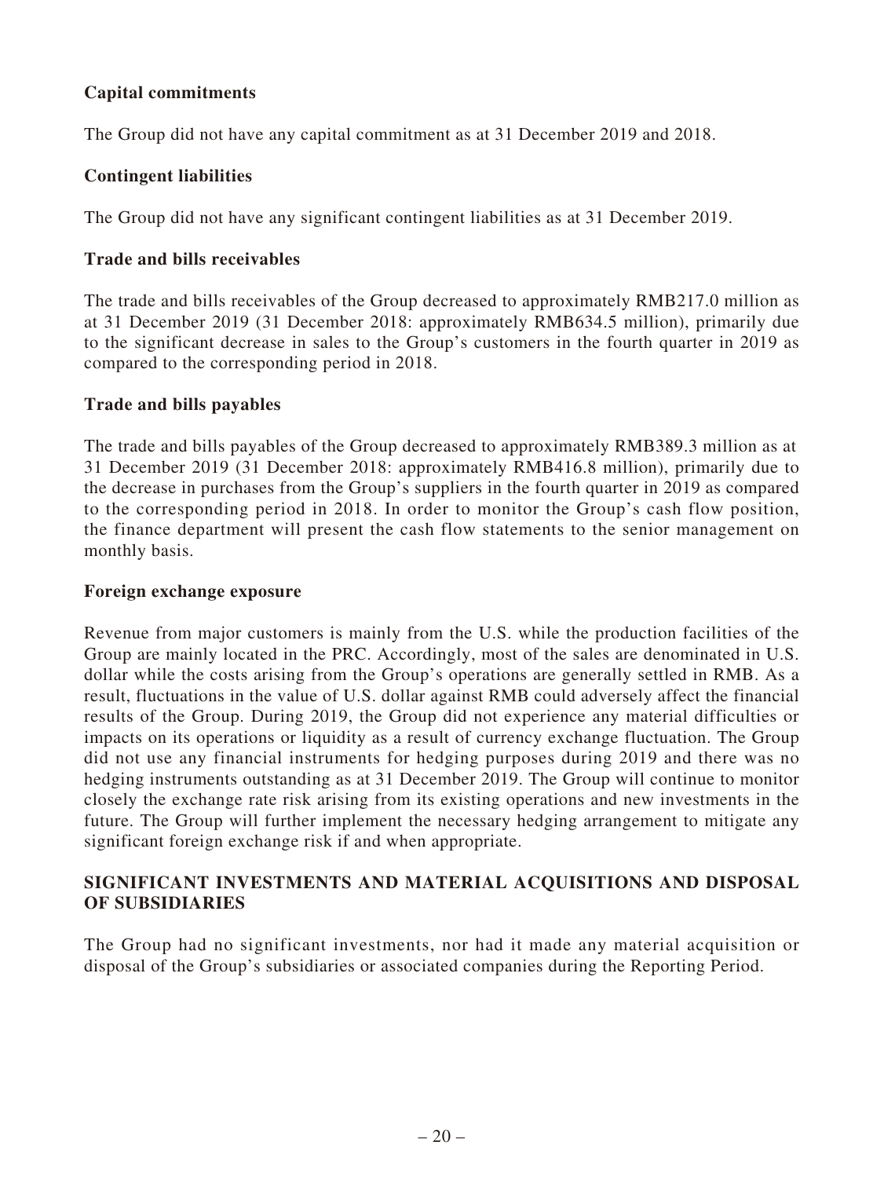### Capital commitments

The Group did not have any capital commitment as at 31 December 2019 and 2018.

### Contingent liabilities

The Group did not have any significant contingent liabilities as at 31 December 2019.

### Trade and bills receivables

The trade and bills receivables of the Group decreased to approximately RMB217.0 million as at 31 December 2019 (31 December 2018: approximately RMB634.5 million), primarily due to the significant decrease in sales to the Group's customers in the fourth quarter in 2019 as compared to the corresponding period in 2018.

### Trade and bills payables

The trade and bills payables of the Group decreased to approximately RMB389.3 million as at 31 December 2019 (31 December 2018: approximately RMB416.8 million), primarily due to the decrease in purchases from the Group's suppliers in the fourth quarter in 2019 as compared to the corresponding period in 2018. In order to monitor the Group's cash flow position, the finance department will present the cash flow statements to the senior management on monthly basis.

### Foreign exchange exposure

Revenue from major customers is mainly from the U.S. while the production facilities of the Group are mainly located in the PRC. Accordingly, most of the sales are denominated in U.S. dollar while the costs arising from the Group's operations are generally settled in RMB. As a result, fluctuations in the value of U.S. dollar against RMB could adversely affect the financial results of the Group. During 2019, the Group did not experience any material difficulties or impacts on its operations or liquidity as a result of currency exchange fluctuation. The Group did not use any financial instruments for hedging purposes during 2019 and there was no hedging instruments outstanding as at 31 December 2019. The Group will continue to monitor closely the exchange rate risk arising from its existing operations and new investments in the future. The Group will further implement the necessary hedging arrangement to mitigate any significant foreign exchange risk if and when appropriate.

## SIGNIFICANT INVESTMENTS AND MATERIAL ACQUISITIONS AND DISPOSAL OF SUBSIDIARIES

The Group had no significant investments, nor had it made any material acquisition or disposal of the Group's subsidiaries or associated companies during the Reporting Period.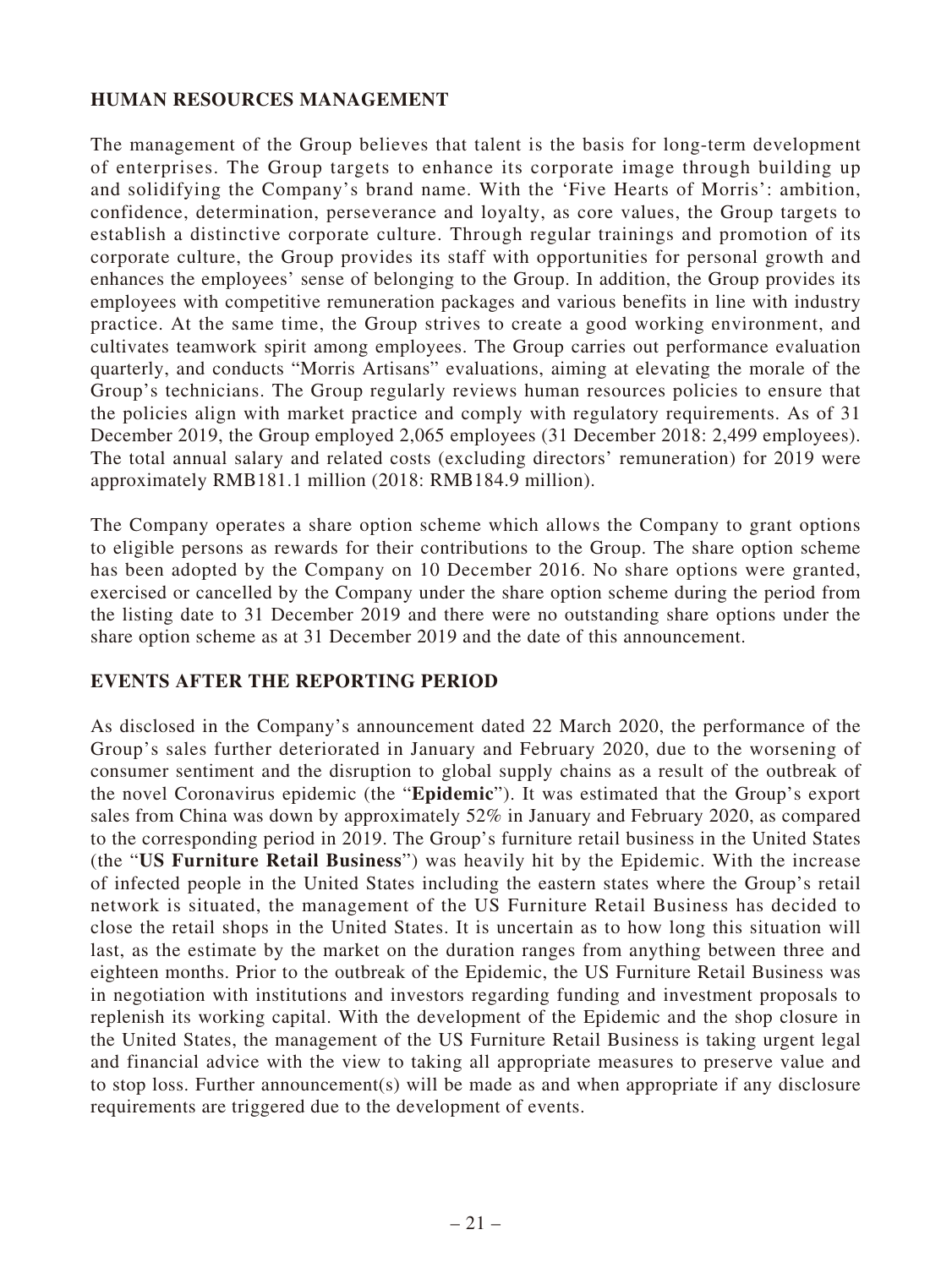## HUMAN RESOURCES MANAGEMENT

The management of the Group believes that talent is the basis for long-term development of enterprises. The Group targets to enhance its corporate image through building up and solidifying the Company's brand name. With the 'Five Hearts of Morris': ambition, confidence, determination, perseverance and loyalty, as core values, the Group targets to establish a distinctive corporate culture. Through regular trainings and promotion of its corporate culture, the Group provides its staff with opportunities for personal growth and enhances the employees' sense of belonging to the Group. In addition, the Group provides its employees with competitive remuneration packages and various benefits in line with industry practice. At the same time, the Group strives to create a good working environment, and cultivates teamwork spirit among employees. The Group carries out performance evaluation quarterly, and conducts "Morris Artisans" evaluations, aiming at elevating the morale of the Group's technicians. The Group regularly reviews human resources policies to ensure that the policies align with market practice and comply with regulatory requirements. As of 31 December 2019, the Group employed 2,065 employees (31 December 2018: 2,499 employees). The total annual salary and related costs (excluding directors' remuneration) for 2019 were approximately RMB181.1 million (2018: RMB184.9 million).

The Company operates a share option scheme which allows the Company to grant options to eligible persons as rewards for their contributions to the Group. The share option scheme has been adopted by the Company on 10 December 2016. No share options were granted, exercised or cancelled by the Company under the share option scheme during the period from the listing date to 31 December 2019 and there were no outstanding share options under the share option scheme as at 31 December 2019 and the date of this announcement.

## EVENTS AFTER THE REPORTING PERIOD

As disclosed in the Company's announcement dated 22 March 2020, the performance of the Group's sales further deteriorated in January and February 2020, due to the worsening of consumer sentiment and the disruption to global supply chains as a result of the outbreak of the novel Coronavirus epidemic (the "**Epidemic**"). It was estimated that the Group's export sales from China was down by approximately 52% in January and February 2020, as compared to the corresponding period in 2019. The Group's furniture retail business in the United States (the "**US Furniture Retail Business**") was heavily hit by the Epidemic. With the increase of infected people in the United States including the eastern states where the Group's retail network is situated, the management of the US Furniture Retail Business has decided to close the retail shops in the United States. It is uncertain as to how long this situation will last, as the estimate by the market on the duration ranges from anything between three and eighteen months. Prior to the outbreak of the Epidemic, the US Furniture Retail Business was in negotiation with institutions and investors regarding funding and investment proposals to replenish its working capital. With the development of the Epidemic and the shop closure in the United States, the management of the US Furniture Retail Business is taking urgent legal and financial advice with the view to taking all appropriate measures to preserve value and to stop loss. Further announcement(s) will be made as and when appropriate if any disclosure requirements are triggered due to the development of events.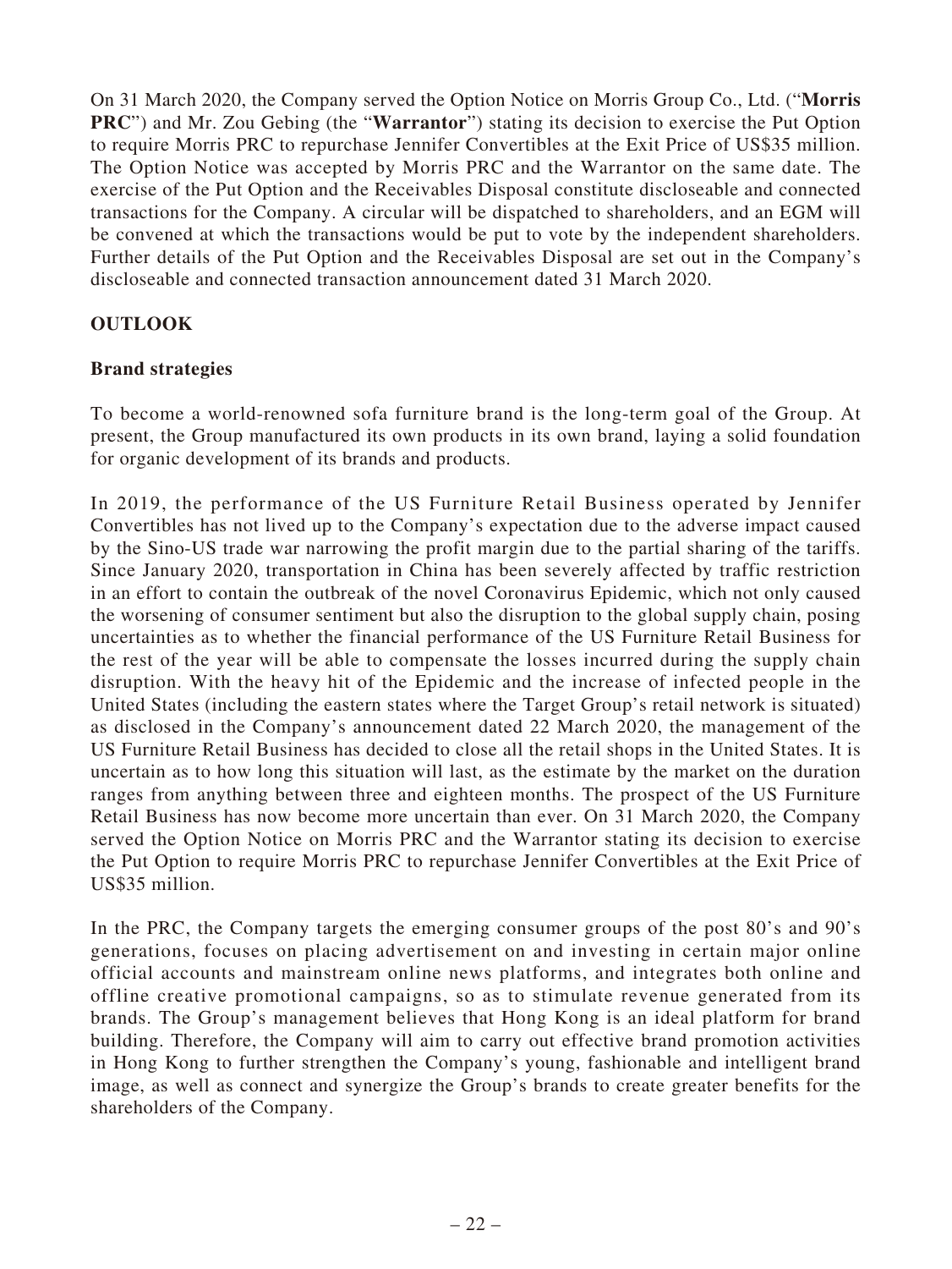On 31 March 2020, the Company served the Option Notice on Morris Group Co., Ltd. ("**Morris PRC**") and Mr. Zou Gebing (the "**Warrantor**") stating its decision to exercise the Put Option to require Morris PRC to repurchase Jennifer Convertibles at the Exit Price of US$35 million. The Option Notice was accepted by Morris PRC and the Warrantor on the same date. The exercise of the Put Option and the Receivables Disposal constitute discloseable and connected transactions for the Company. A circular will be dispatched to shareholders, and an EGM will be convened at which the transactions would be put to vote by the independent shareholders. Further details of the Put Option and the Receivables Disposal are set out in the Company's discloseable and connected transaction announcement dated 31 March 2020.

## OUTLOOK

### Brand strategies

To become a world-renowned sofa furniture brand is the long-term goal of the Group. At present, the Group manufactured its own products in its own brand, laying a solid foundation for organic development of its brands and products.

In 2019, the performance of the US Furniture Retail Business operated by Jennifer Convertibles has not lived up to the Company's expectation due to the adverse impact caused by the Sino-US trade war narrowing the profit margin due to the partial sharing of the tariffs. Since January 2020, transportation in China has been severely affected by traffic restriction in an effort to contain the outbreak of the novel Coronavirus Epidemic, which not only caused the worsening of consumer sentiment but also the disruption to the global supply chain, posing uncertainties as to whether the financial performance of the US Furniture Retail Business for the rest of the year will be able to compensate the losses incurred during the supply chain disruption. With the heavy hit of the Epidemic and the increase of infected people in the United States (including the eastern states where the Target Group's retail network is situated) as disclosed in the Company's announcement dated 22 March 2020, the management of the US Furniture Retail Business has decided to close all the retail shops in the United States. It is uncertain as to how long this situation will last, as the estimate by the market on the duration ranges from anything between three and eighteen months. The prospect of the US Furniture Retail Business has now become more uncertain than ever. On 31 March 2020, the Company served the Option Notice on Morris PRC and the Warrantor stating its decision to exercise the Put Option to require Morris PRC to repurchase Jennifer Convertibles at the Exit Price of US$35 million.

In the PRC, the Company targets the emerging consumer groups of the post 80's and 90's generations, focuses on placing advertisement on and investing in certain major online official accounts and mainstream online news platforms, and integrates both online and offline creative promotional campaigns, so as to stimulate revenue generated from its brands. The Group's management believes that Hong Kong is an ideal platform for brand building. Therefore, the Company will aim to carry out effective brand promotion activities in Hong Kong to further strengthen the Company's young, fashionable and intelligent brand image, as well as connect and synergize the Group's brands to create greater benefits for the shareholders of the Company.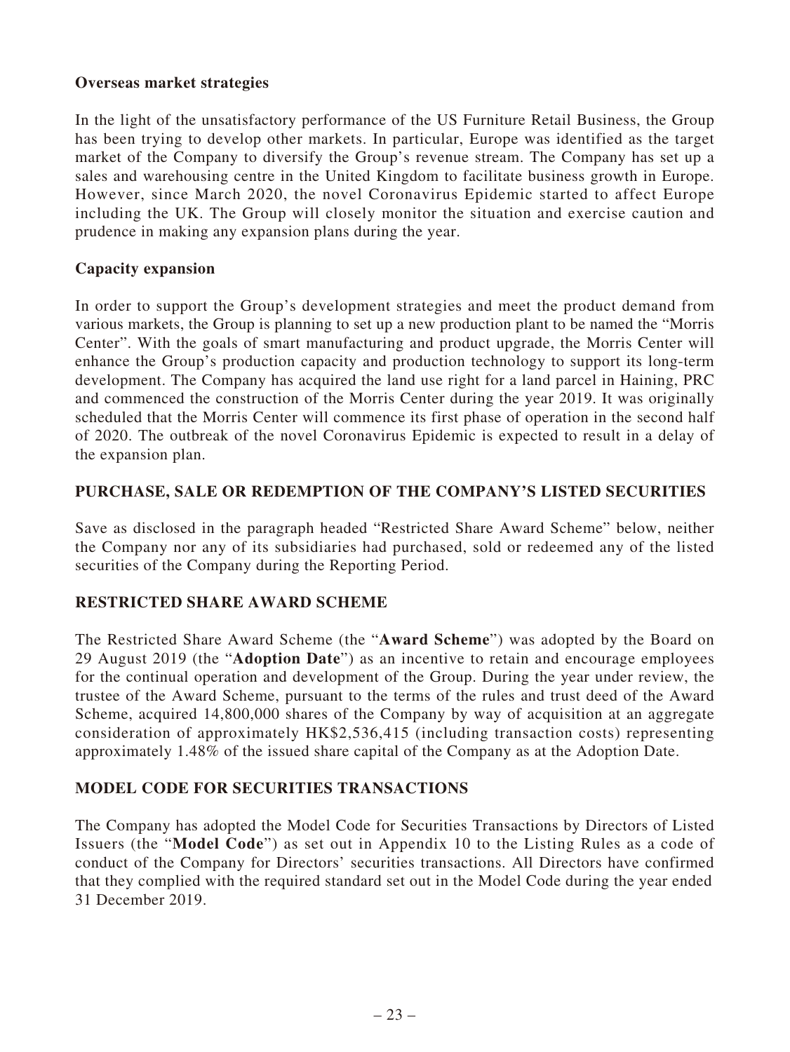### Overseas market strategies

In the light of the unsatisfactory performance of the US Furniture Retail Business, the Group has been trying to develop other markets. In particular, Europe was identified as the target market of the Company to diversify the Group's revenue stream. The Company has set up a sales and warehousing centre in the United Kingdom to facilitate business growth in Europe. However, since March 2020, the novel Coronavirus Epidemic started to affect Europe including the UK. The Group will closely monitor the situation and exercise caution and prudence in making any expansion plans during the year.

### Capacity expansion

In order to support the Group's development strategies and meet the product demand from various markets, the Group is planning to set up a new production plant to be named the "Morris Center". With the goals of smart manufacturing and product upgrade, the Morris Center will enhance the Group's production capacity and production technology to support its long-term development. The Company has acquired the land use right for a land parcel in Haining, PRC and commenced the construction of the Morris Center during the year 2019. It was originally scheduled that the Morris Center will commence its first phase of operation in the second half of 2020. The outbreak of the novel Coronavirus Epidemic is expected to result in a delay of the expansion plan.

## PURCHASE, SALE OR REDEMPTION OF THE COMPANY'S LISTED SECURITIES

Save as disclosed in the paragraph headed "Restricted Share Award Scheme" below, neither the Company nor any of its subsidiaries had purchased, sold or redeemed any of the listed securities of the Company during the Reporting Period.

## RESTRICTED SHARE AWARD SCHEME

The Restricted Share Award Scheme (the "**Award Scheme**") was adopted by the Board on 29 August 2019 (the "**Adoption Date**") as an incentive to retain and encourage employees for the continual operation and development of the Group. During the year under review, the trustee of the Award Scheme, pursuant to the terms of the rules and trust deed of the Award Scheme, acquired 14,800,000 shares of the Company by way of acquisition at an aggregate consideration of approximately HK$2,536,415 (including transaction costs) representing approximately 1.48% of the issued share capital of the Company as at the Adoption Date.

## MODEL CODE FOR SECURITIES TRANSACTIONS

The Company has adopted the Model Code for Securities Transactions by Directors of Listed Issuers (the "**Model Code**") as set out in Appendix 10 to the Listing Rules as a code of conduct of the Company for Directors' securities transactions. All Directors have confirmed that they complied with the required standard set out in the Model Code during the year ended 31 December 2019.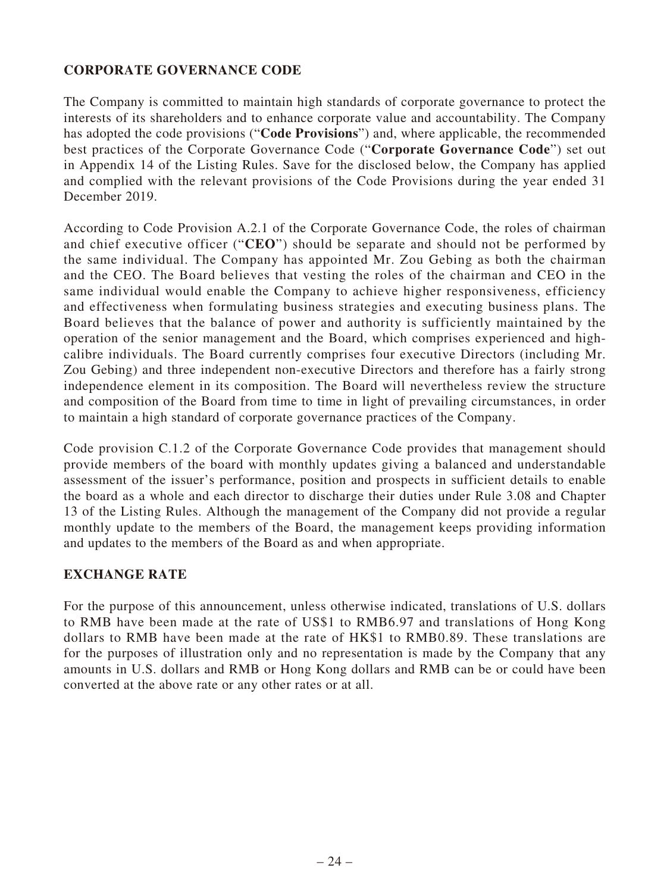## CORPORATE GOVERNANCE CODE

The Company is committed to maintain high standards of corporate governance to protect the interests of its shareholders and to enhance corporate value and accountability. The Company has adopted the code provisions ("**Code Provisions**") and, where applicable, the recommended best practices of the Corporate Governance Code ("**Corporate Governance Code**") set out in Appendix 14 of the Listing Rules. Save for the disclosed below, the Company has applied and complied with the relevant provisions of the Code Provisions during the year ended 31 December 2019.

According to Code Provision A.2.1 of the Corporate Governance Code, the roles of chairman and chief executive officer ("**CEO**") should be separate and should not be performed by the same individual. The Company has appointed Mr. Zou Gebing as both the chairman and the CEO. The Board believes that vesting the roles of the chairman and CEO in the same individual would enable the Company to achieve higher responsiveness, efficiency and effectiveness when formulating business strategies and executing business plans. The Board believes that the balance of power and authority is sufficiently maintained by the operation of the senior management and the Board, which comprises experienced and high-calibre individuals. The Board currently comprises four executive Directors (including Mr. Zou Gebing) and three independent non-executive Directors and therefore has a fairly strong independence element in its composition. The Board will nevertheless review the structure and composition of the Board from time to time in light of prevailing circumstances, in order to maintain a high standard of corporate governance practices of the Company.

Code provision C.1.2 of the Corporate Governance Code provides that management should provide members of the board with monthly updates giving a balanced and understandable assessment of the issuer's performance, position and prospects in sufficient details to enable the board as a whole and each director to discharge their duties under Rule 3.08 and Chapter 13 of the Listing Rules. Although the management of the Company did not provide a regular monthly update to the members of the Board, the management keeps providing information and updates to the members of the Board as and when appropriate.

## EXCHANGE RATE

For the purpose of this announcement, unless otherwise indicated, translations of U.S. dollars to RMB have been made at the rate of US$1 to RMB6.97 and translations of Hong Kong dollars to RMB have been made at the rate of HK$1 to RMB0.89. These translations are for the purposes of illustration only and no representation is made by the Company that any amounts in U.S. dollars and RMB or Hong Kong dollars and RMB can be or could have been converted at the above rate or any other rates or at all.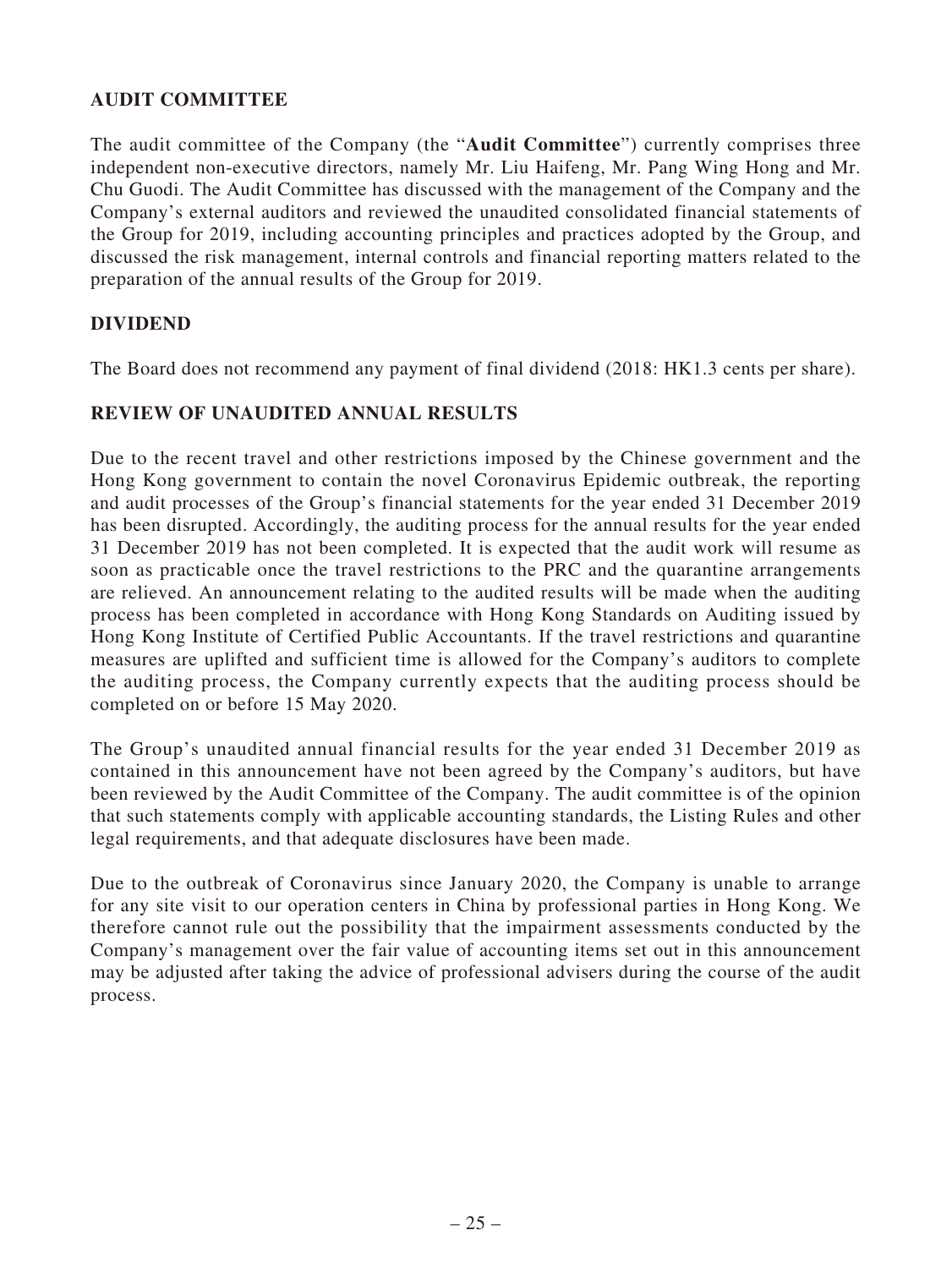## AUDIT COMMITTEE

The audit committee of the Company (the "**Audit Committee**") currently comprises three independent non-executive directors, namely Mr. Liu Haifeng, Mr. Pang Wing Hong and Mr. Chu Guodi. The Audit Committee has discussed with the management of the Company and the Company's external auditors and reviewed the unaudited consolidated financial statements of the Group for 2019, including accounting principles and practices adopted by the Group, and discussed the risk management, internal controls and financial reporting matters related to the preparation of the annual results of the Group for 2019.

## DIVIDEND

The Board does not recommend any payment of final dividend (2018: HK1.3 cents per share).

## REVIEW OF UNAUDITED ANNUAL RESULTS

Due to the recent travel and other restrictions imposed by the Chinese government and the Hong Kong government to contain the novel Coronavirus Epidemic outbreak, the reporting and audit processes of the Group's financial statements for the year ended 31 December 2019 has been disrupted. Accordingly, the auditing process for the annual results for the year ended 31 December 2019 has not been completed. It is expected that the audit work will resume as soon as practicable once the travel restrictions to the PRC and the quarantine arrangements are relieved. An announcement relating to the audited results will be made when the auditing process has been completed in accordance with Hong Kong Standards on Auditing issued by Hong Kong Institute of Certified Public Accountants. If the travel restrictions and quarantine measures are uplifted and sufficient time is allowed for the Company's auditors to complete the auditing process, the Company currently expects that the auditing process should be completed on or before 15 May 2020.

The Group's unaudited annual financial results for the year ended 31 December 2019 as contained in this announcement have not been agreed by the Company's auditors, but have been reviewed by the Audit Committee of the Company. The audit committee is of the opinion that such statements comply with applicable accounting standards, the Listing Rules and other legal requirements, and that adequate disclosures have been made.

Due to the outbreak of Coronavirus since January 2020, the Company is unable to arrange for any site visit to our operation centers in China by professional parties in Hong Kong. We therefore cannot rule out the possibility that the impairment assessments conducted by the Company's management over the fair value of accounting items set out in this announcement may be adjusted after taking the advice of professional advisers during the course of the audit process.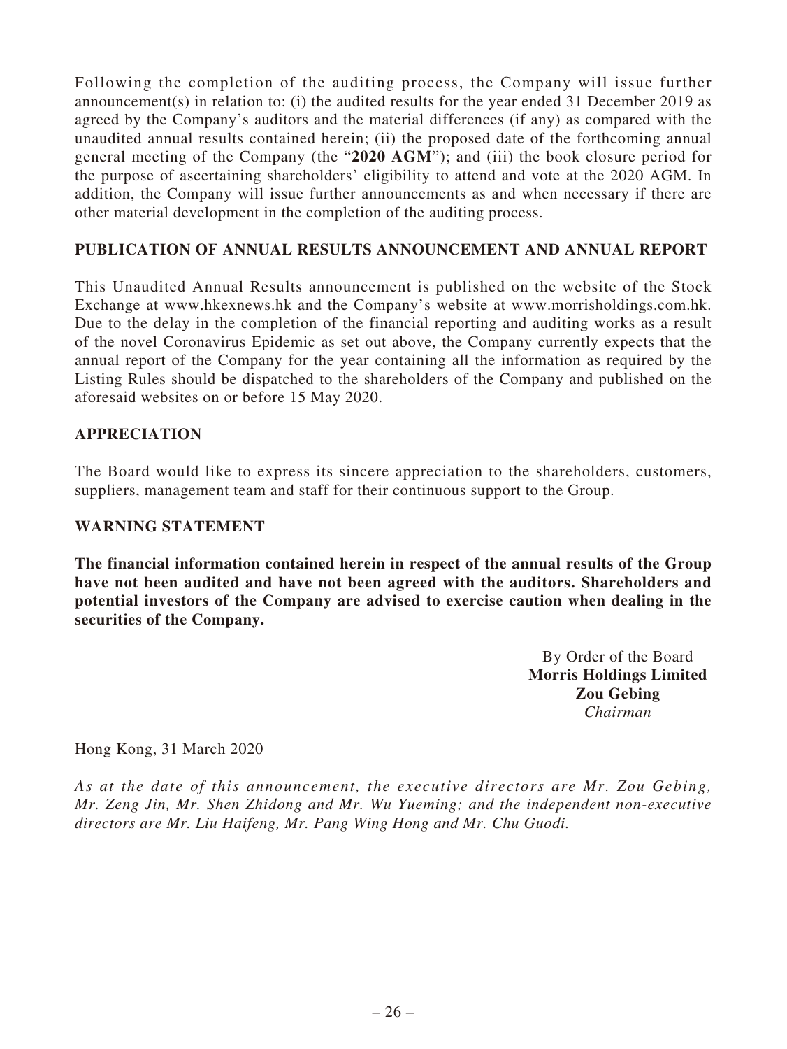Following the completion of the auditing process, the Company will issue further announcement(s) in relation to: (i) the audited results for the year ended 31 December 2019 as agreed by the Company's auditors and the material differences (if any) as compared with the unaudited annual results contained herein; (ii) the proposed date of the forthcoming annual general meeting of the Company (the "**2020 AGM**"); and (iii) the book closure period for the purpose of ascertaining shareholders' eligibility to attend and vote at the 2020 AGM. In addition, the Company will issue further announcements as and when necessary if there are other material development in the completion of the auditing process.

## PUBLICATION OF ANNUAL RESULTS ANNOUNCEMENT AND ANNUAL REPORT

This Unaudited Annual Results announcement is published on the website of the Stock Exchange at www.hkexnews.hk and the Company's website at www.morrisholdings.com.hk. Due to the delay in the completion of the financial reporting and auditing works as a result of the novel Coronavirus Epidemic as set out above, the Company currently expects that the annual report of the Company for the year containing all the information as required by the Listing Rules should be dispatched to the shareholders of the Company and published on the aforesaid websites on or before 15 May 2020.

## APPRECIATION

The Board would like to express its sincere appreciation to the shareholders, customers, suppliers, management team and staff for their continuous support to the Group.

## WARNING STATEMENT

**The financial information contained herein in respect of the annual results of the Group have not been audited and have not been agreed with the auditors. Shareholders and potential investors of the Company are advised to exercise caution when dealing in the securities of the Company.**

By Order of the Board
**Morris Holdings Limited**
**Zou Gebing**
*Chairman*

Hong Kong, 31 March 2020

*As at the date of this announcement, the executive directors are Mr. Zou Gebing, Mr. Zeng Jin, Mr. Shen Zhidong and Mr. Wu Yueming; and the independent non-executive directors are Mr. Liu Haifeng, Mr. Pang Wing Hong and Mr. Chu Guodi.*